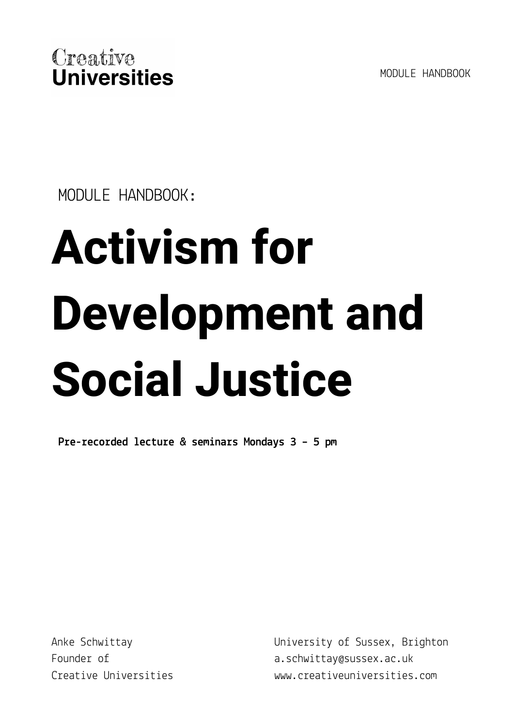Creative Universities

MODULE HANDBOOK

MODULE HANDBOOK:

# Activism for Development and Social Justice

**Pre-recorded lecture & seminars Mondays 3 - 5 pm**

Anke Schwittay
Founder of
Creative Universities

University of Sussex, Brighton
a.schwittay@sussex.ac.uk
www.creativeuniversities.com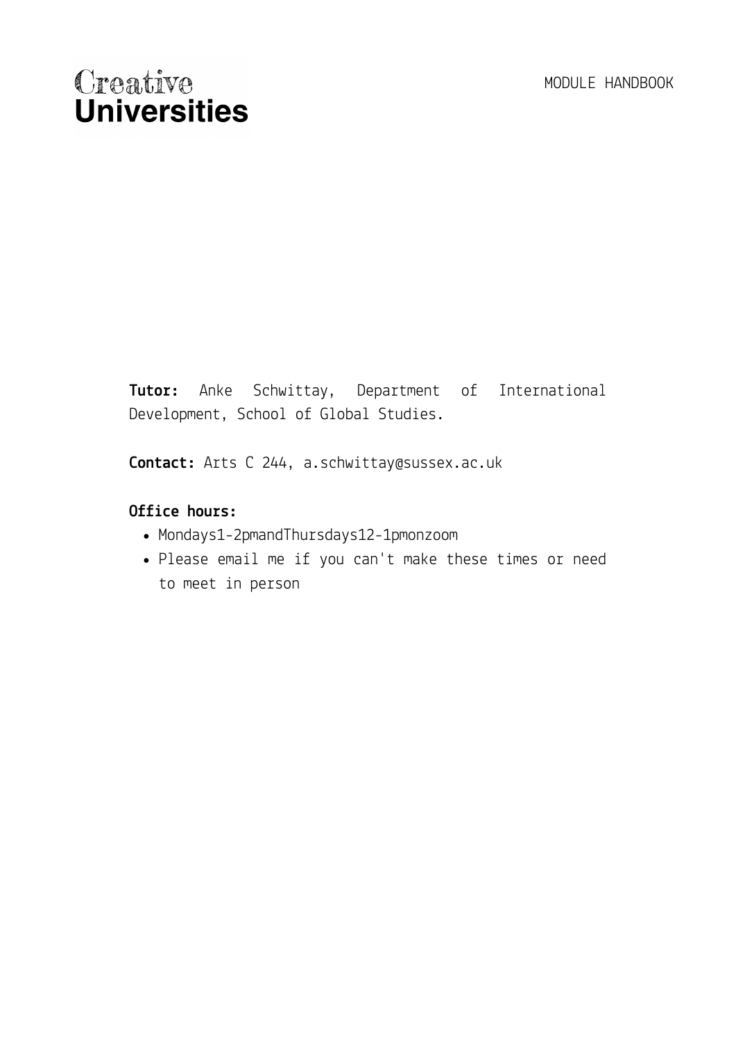# Creative Universities

MODULE HANDBOOK

**Tutor:** Anke Schwittay, Department of International Development, School of Global Studies.

**Contact:** Arts C 244, a.schwittay@sussex.ac.uk

**Office hours:**

- Mondays1-2pmandThursdays12-1pmonzoom
- Please email me if you can't make these times or need to meet in person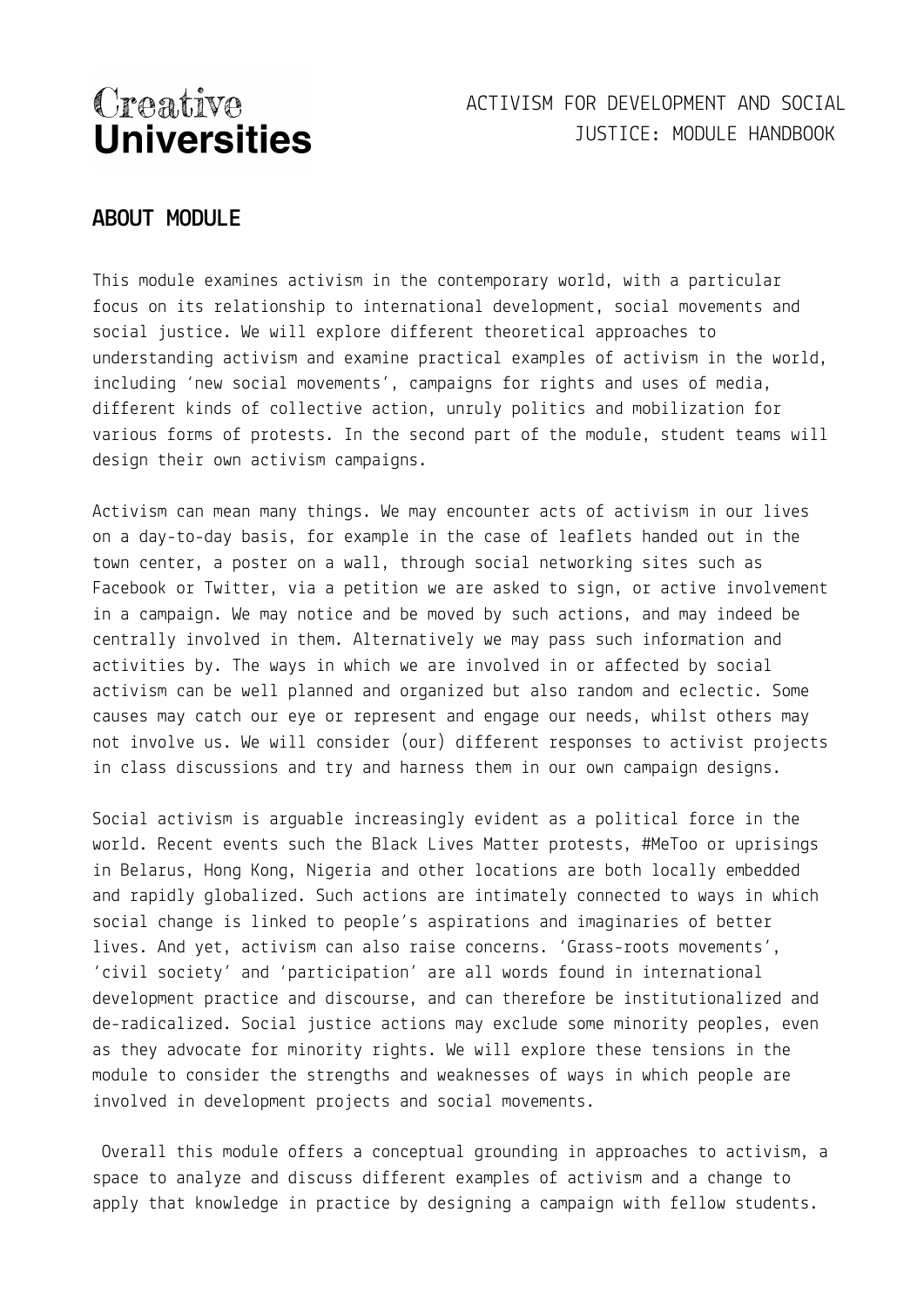## ABOUT MODULE

This module examines activism in the contemporary world, with a particular focus on its relationship to international development, social movements and social justice. We will explore different theoretical approaches to understanding activism and examine practical examples of activism in the world, including 'new social movements', campaigns for rights and uses of media, different kinds of collective action, unruly politics and mobilization for various forms of protests. In the second part of the module, student teams will design their own activism campaigns.

Activism can mean many things. We may encounter acts of activism in our lives on a day-to-day basis, for example in the case of leaflets handed out in the town center, a poster on a wall, through social networking sites such as Facebook or Twitter, via a petition we are asked to sign, or active involvement in a campaign. We may notice and be moved by such actions, and may indeed be centrally involved in them. Alternatively we may pass such information and activities by. The ways in which we are involved in or affected by social activism can be well planned and organized but also random and eclectic. Some causes may catch our eye or represent and engage our needs, whilst others may not involve us. We will consider (our) different responses to activist projects in class discussions and try and harness them in our own campaign designs.

Social activism is arguable increasingly evident as a political force in the world. Recent events such the Black Lives Matter protests, #MeToo or uprisings in Belarus, Hong Kong, Nigeria and other locations are both locally embedded and rapidly globalized. Such actions are intimately connected to ways in which social change is linked to people's aspirations and imaginaries of better lives. And yet, activism can also raise concerns. 'Grass-roots movements', 'civil society' and 'participation' are all words found in international development practice and discourse, and can therefore be institutionalized and de-radicalized. Social justice actions may exclude some minority peoples, even as they advocate for minority rights. We will explore these tensions in the module to consider the strengths and weaknesses of ways in which people are involved in development projects and social movements.

Overall this module offers a conceptual grounding in approaches to activism, a space to analyze and discuss different examples of activism and a change to apply that knowledge in practice by designing a campaign with fellow students.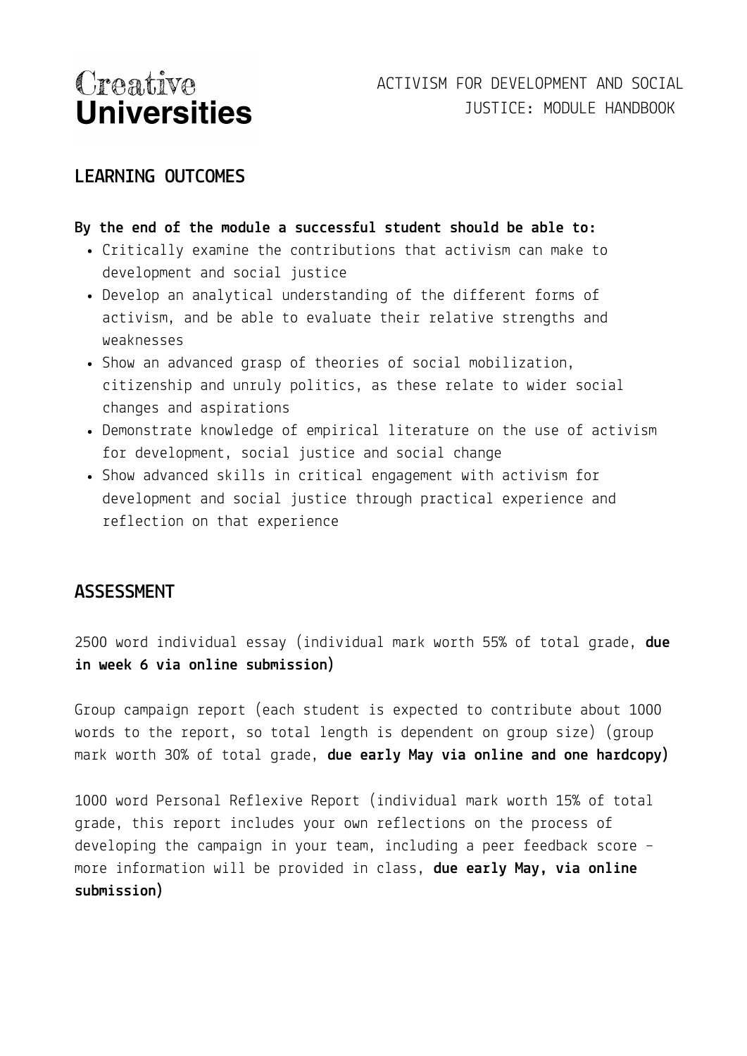## LEARNING OUTCOMES

**By the end of the module a successful student should be able to:**

- Critically examine the contributions that activism can make to development and social justice
- Develop an analytical understanding of the different forms of activism, and be able to evaluate their relative strengths and weaknesses
- Show an advanced grasp of theories of social mobilization, citizenship and unruly politics, as these relate to wider social changes and aspirations
- Demonstrate knowledge of empirical literature on the use of activism for development, social justice and social change
- Show advanced skills in critical engagement with activism for development and social justice through practical experience and reflection on that experience

## ASSESSMENT

2500 word individual essay (individual mark worth 55% of total grade, **due in week 6 via online submission)**

Group campaign report (each student is expected to contribute about 1000 words to the report, so total length is dependent on group size) (group mark worth 30% of total grade, **due early May via online and one hardcopy)**

1000 word Personal Reflexive Report (individual mark worth 15% of total grade, this report includes your own reflections on the process of developing the campaign in your team, including a peer feedback score – more information will be provided in class, **due early May, via online submission)**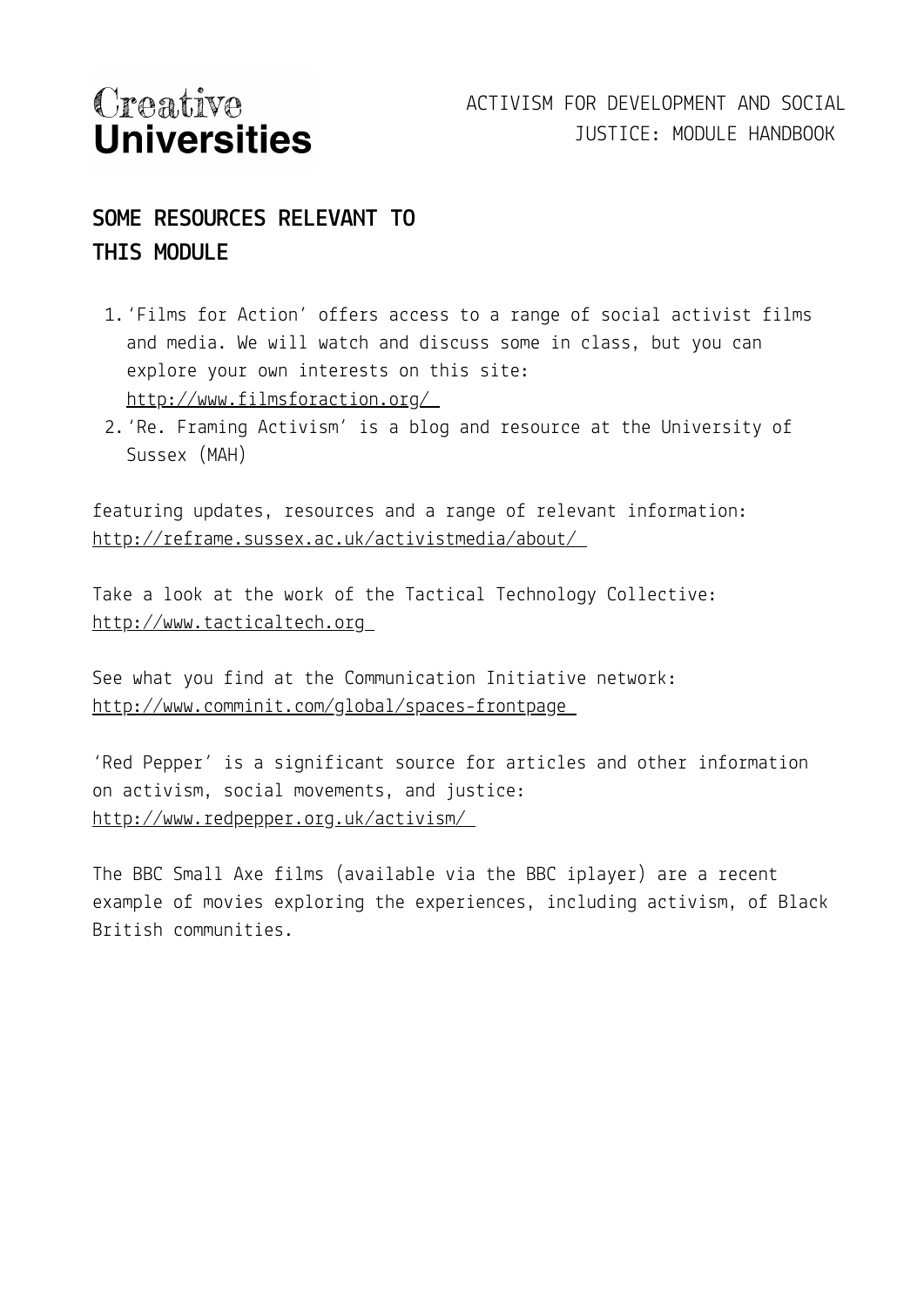## SOME RESOURCES RELEVANT TO THIS MODULE

1. 'Films for Action' offers access to a range of social activist films and media. We will watch and discuss some in class, but you can explore your own interests on this site: http://www.filmsforaction.org/
2. 'Re. Framing Activism' is a blog and resource at the University of Sussex (MAH)

featuring updates, resources and a range of relevant information: http://reframe.sussex.ac.uk/activistmedia/about/

Take a look at the work of the Tactical Technology Collective: http://www.tacticaltech.org

See what you find at the Communication Initiative network: http://www.comminit.com/global/spaces-frontpage

'Red Pepper' is a significant source for articles and other information on activism, social movements, and justice: http://www.redpepper.org.uk/activism/

The BBC Small Axe films (available via the BBC iplayer) are a recent example of movies exploring the experiences, including activism, of Black British communities.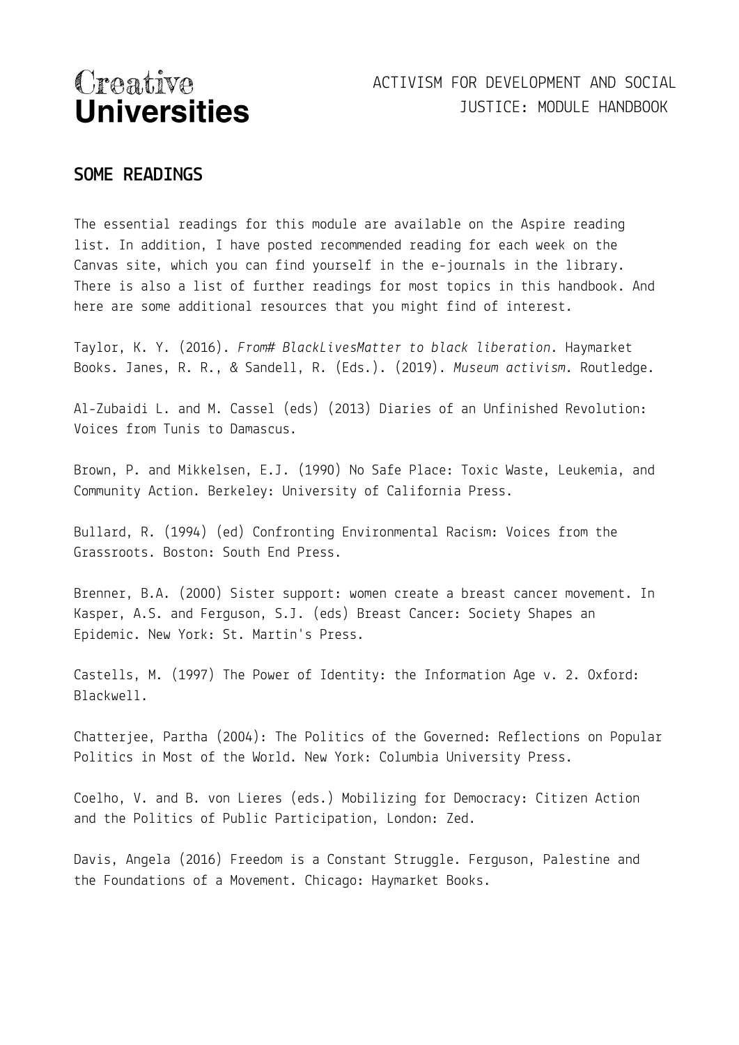## SOME READINGS

The essential readings for this module are available on the Aspire reading list. In addition, I have posted recommended reading for each week on the Canvas site, which you can find yourself in the e-journals in the library. There is also a list of further readings for most topics in this handbook. And here are some additional resources that you might find of interest.

Taylor, K. Y. (2016). *From# BlackLivesMatter to black liberation*. Haymarket Books. Janes, R. R., & Sandell, R. (Eds.). (2019). *Museum activism*. Routledge.

Al-Zubaidi L. and M. Cassel (eds) (2013) Diaries of an Unfinished Revolution: Voices from Tunis to Damascus.

Brown, P. and Mikkelsen, E.J. (1990) No Safe Place: Toxic Waste, Leukemia, and Community Action. Berkeley: University of California Press.

Bullard, R. (1994) (ed) Confronting Environmental Racism: Voices from the Grassroots. Boston: South End Press.

Brenner, B.A. (2000) Sister support: women create a breast cancer movement. In Kasper, A.S. and Ferguson, S.J. (eds) Breast Cancer: Society Shapes an Epidemic. New York: St. Martin's Press.

Castells, M. (1997) The Power of Identity: the Information Age v. 2. Oxford: Blackwell.

Chatterjee, Partha (2004): The Politics of the Governed: Reflections on Popular Politics in Most of the World. New York: Columbia University Press.

Coelho, V. and B. von Lieres (eds.) Mobilizing for Democracy: Citizen Action and the Politics of Public Participation, London: Zed.

Davis, Angela (2016) Freedom is a Constant Struggle. Ferguson, Palestine and the Foundations of a Movement. Chicago: Haymarket Books.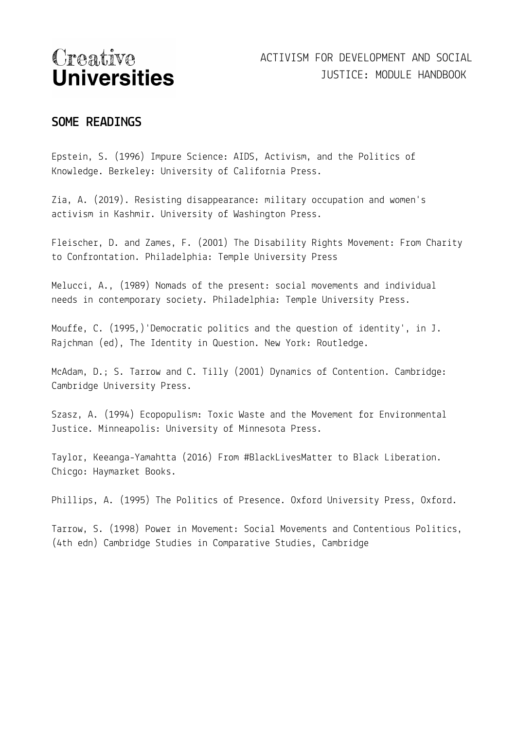## SOME READINGS

Epstein, S. (1996) Impure Science: AIDS, Activism, and the Politics of Knowledge. Berkeley: University of California Press.

Zia, A. (2019). Resisting disappearance: military occupation and women's activism in Kashmir. University of Washington Press.

Fleischer, D. and Zames, F. (2001) The Disability Rights Movement: From Charity to Confrontation. Philadelphia: Temple University Press

Melucci, A., (1989) Nomads of the present: social movements and individual needs in contemporary society. Philadelphia: Temple University Press.

Mouffe, C. (1995,)'Democratic politics and the question of identity', in J. Rajchman (ed), The Identity in Question. New York: Routledge.

McAdam, D.; S. Tarrow and C. Tilly (2001) Dynamics of Contention. Cambridge: Cambridge University Press.

Szasz, A. (1994) Ecopopulism: Toxic Waste and the Movement for Environmental Justice. Minneapolis: University of Minnesota Press.

Taylor, Keeanga-Yamahtta (2016) From #BlackLivesMatter to Black Liberation. Chicgo: Haymarket Books.

Phillips, A. (1995) The Politics of Presence. Oxford University Press, Oxford.

Tarrow, S. (1998) Power in Movement: Social Movements and Contentious Politics, (4th edn) Cambridge Studies in Comparative Studies, Cambridge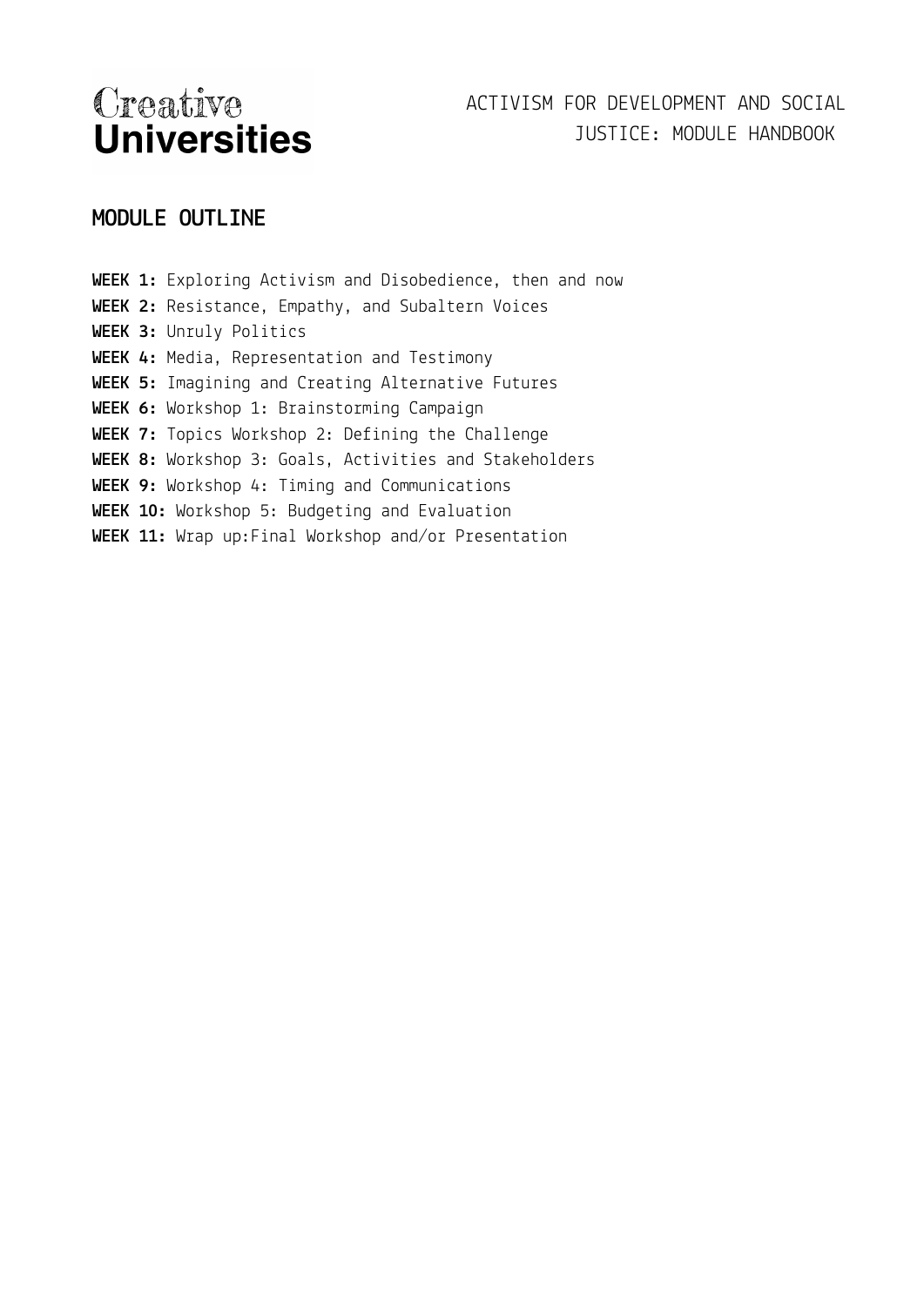## MODULE OUTLINE

**WEEK 1:** Exploring Activism and Disobedience, then and now
**WEEK 2:** Resistance, Empathy, and Subaltern Voices
**WEEK 3:** Unruly Politics
**WEEK 4:** Media, Representation and Testimony
**WEEK 5:** Imagining and Creating Alternative Futures
**WEEK 6:** Workshop 1: Brainstorming Campaign
**WEEK 7:** Topics Workshop 2: Defining the Challenge
**WEEK 8:** Workshop 3: Goals, Activities and Stakeholders
**WEEK 9:** Workshop 4: Timing and Communications
**WEEK 10:** Workshop 5: Budgeting and Evaluation
**WEEK 11:** Wrap up:Final Workshop and/or Presentation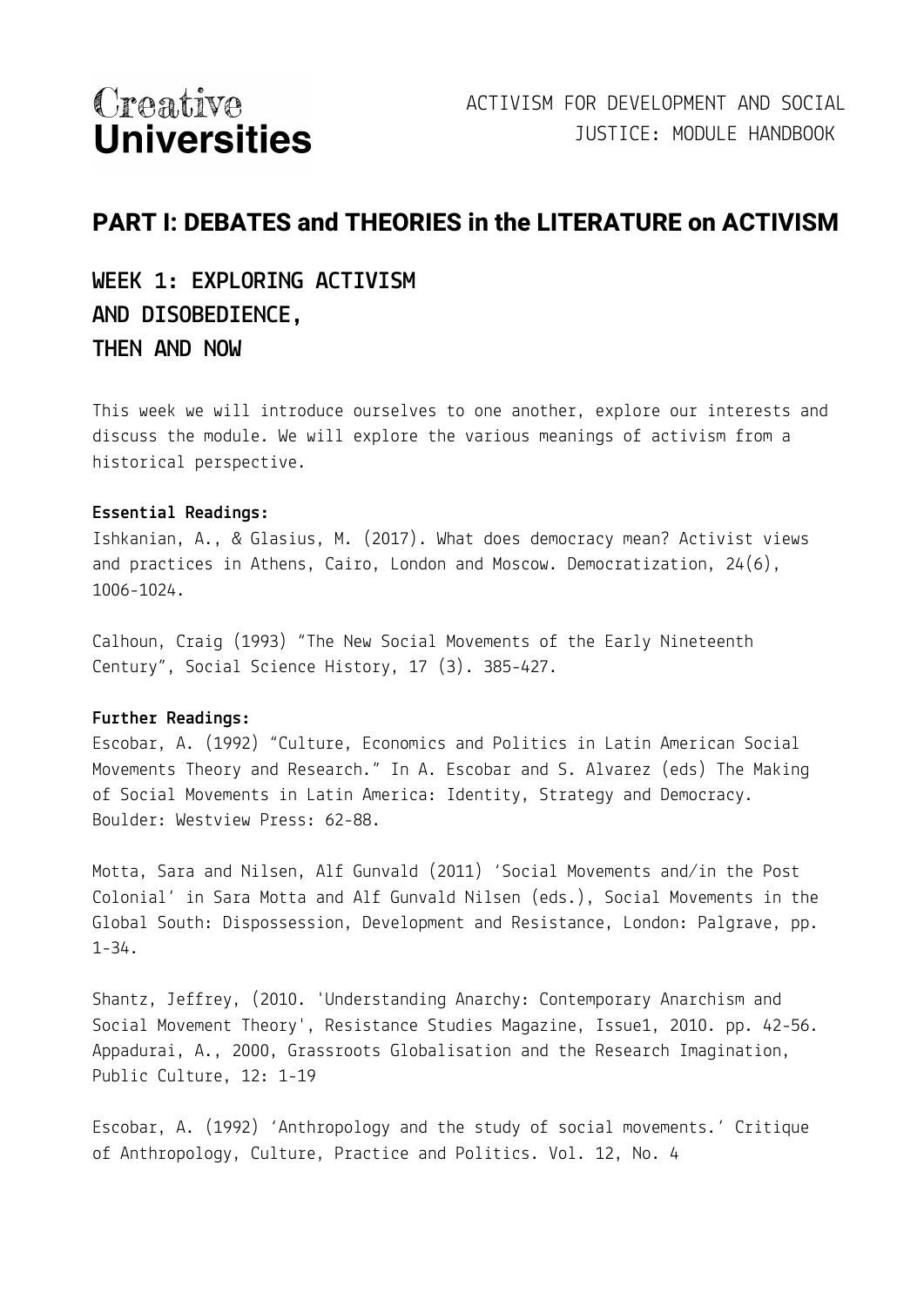# PART I: DEBATES and THEORIES in the LITERATURE on ACTIVISM

## WEEK 1: EXPLORING ACTIVISM AND DISOBEDIENCE, THEN AND NOW

This week we will introduce ourselves to one another, explore our interests and discuss the module. We will explore the various meanings of activism from a historical perspective.

**Essential Readings:**

Ishkanian, A., & Glasius, M. (2017). What does democracy mean? Activist views and practices in Athens, Cairo, London and Moscow. Democratization, 24(6), 1006-1024.

Calhoun, Craig (1993) "The New Social Movements of the Early Nineteenth Century", Social Science History, 17 (3). 385-427.

**Further Readings:**

Escobar, A. (1992) "Culture, Economics and Politics in Latin American Social Movements Theory and Research." In A. Escobar and S. Alvarez (eds) The Making of Social Movements in Latin America: Identity, Strategy and Democracy. Boulder: Westview Press: 62-88.

Motta, Sara and Nilsen, Alf Gunvald (2011) 'Social Movements and/in the Post Colonial' in Sara Motta and Alf Gunvald Nilsen (eds.), Social Movements in the Global South: Dispossession, Development and Resistance, London: Palgrave, pp. 1-34.

Shantz, Jeffrey, (2010. 'Understanding Anarchy: Contemporary Anarchism and Social Movement Theory', Resistance Studies Magazine, Issue1, 2010. pp. 42-56.
Appadurai, A., 2000, Grassroots Globalisation and the Research Imagination, Public Culture, 12: 1-19

Escobar, A. (1992) 'Anthropology and the study of social movements.' Critique of Anthropology, Culture, Practice and Politics. Vol. 12, No. 4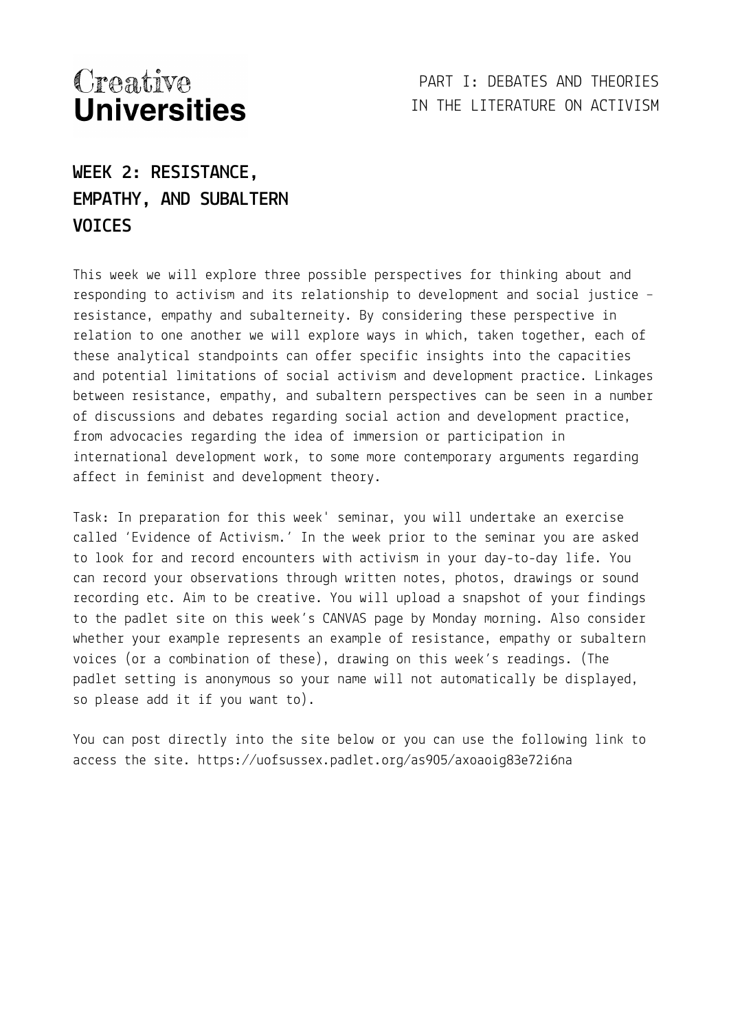# WEEK 2: RESISTANCE, EMPATHY, AND SUBALTERN VOICES

This week we will explore three possible perspectives for thinking about and responding to activism and its relationship to development and social justice – resistance, empathy and subalterneity. By considering these perspective in relation to one another we will explore ways in which, taken together, each of these analytical standpoints can offer specific insights into the capacities and potential limitations of social activism and development practice. Linkages between resistance, empathy, and subaltern perspectives can be seen in a number of discussions and debates regarding social action and development practice, from advocacies regarding the idea of immersion or participation in international development work, to some more contemporary arguments regarding affect in feminist and development theory.

Task: In preparation for this week' seminar, you will undertake an exercise called 'Evidence of Activism.' In the week prior to the seminar you are asked to look for and record encounters with activism in your day-to-day life. You can record your observations through written notes, photos, drawings or sound recording etc. Aim to be creative. You will upload a snapshot of your findings to the padlet site on this week's CANVAS page by Monday morning. Also consider whether your example represents an example of resistance, empathy or subaltern voices (or a combination of these), drawing on this week's readings. (The padlet setting is anonymous so your name will not automatically be displayed, so please add it if you want to).

You can post directly into the site below or you can use the following link to access the site. https://uofsussex.padlet.org/as905/axoaoig83e72i6na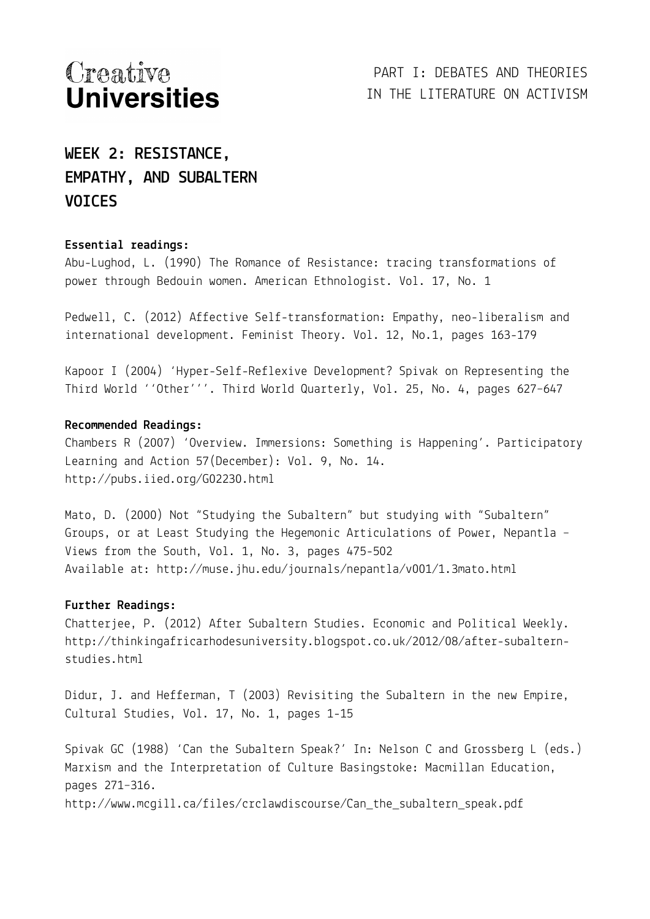Creative **Universities**

PART I: DEBATES AND THEORIES IN THE LITERATURE ON ACTIVISM

## WEEK 2: RESISTANCE, EMPATHY, AND SUBALTERN VOICES

**Essential readings:**

Abu-Lughod, L. (1990) The Romance of Resistance: tracing transformations of power through Bedouin women. American Ethnologist. Vol. 17, No. 1

Pedwell, C. (2012) Affective Self-transformation: Empathy, neo-liberalism and international development. Feminist Theory. Vol. 12, No.1, pages 163-179

Kapoor I (2004) 'Hyper-Self-Reflexive Development? Spivak on Representing the Third World ''Other'''. Third World Quarterly, Vol. 25, No. 4, pages 627–647

**Recommended Readings:**

Chambers R (2007) 'Overview. Immersions: Something is Happening'. Participatory Learning and Action 57(December): Vol. 9, No. 14. http://pubs.iied.org/G02230.html

Mato, D. (2000) Not "Studying the Subaltern" but studying with "Subaltern" Groups, or at Least Studying the Hegemonic Articulations of Power, Nepantla – Views from the South, Vol. 1, No. 3, pages 475-502
Available at: http://muse.jhu.edu/journals/nepantla/v001/1.3mato.html

**Further Readings:**

Chatterjee, P. (2012) After Subaltern Studies. Economic and Political Weekly. http://thinkingafricarhodesuniversity.blogspot.co.uk/2012/08/after-subaltern-studies.html

Didur, J. and Hefferman, T (2003) Revisiting the Subaltern in the new Empire, Cultural Studies, Vol. 17, No. 1, pages 1-15

Spivak GC (1988) 'Can the Subaltern Speak?' In: Nelson C and Grossberg L (eds.) Marxism and the Interpretation of Culture Basingstoke: Macmillan Education, pages 271–316.
http://www.mcgill.ca/files/crclawdiscourse/Can_the_subaltern_speak.pdf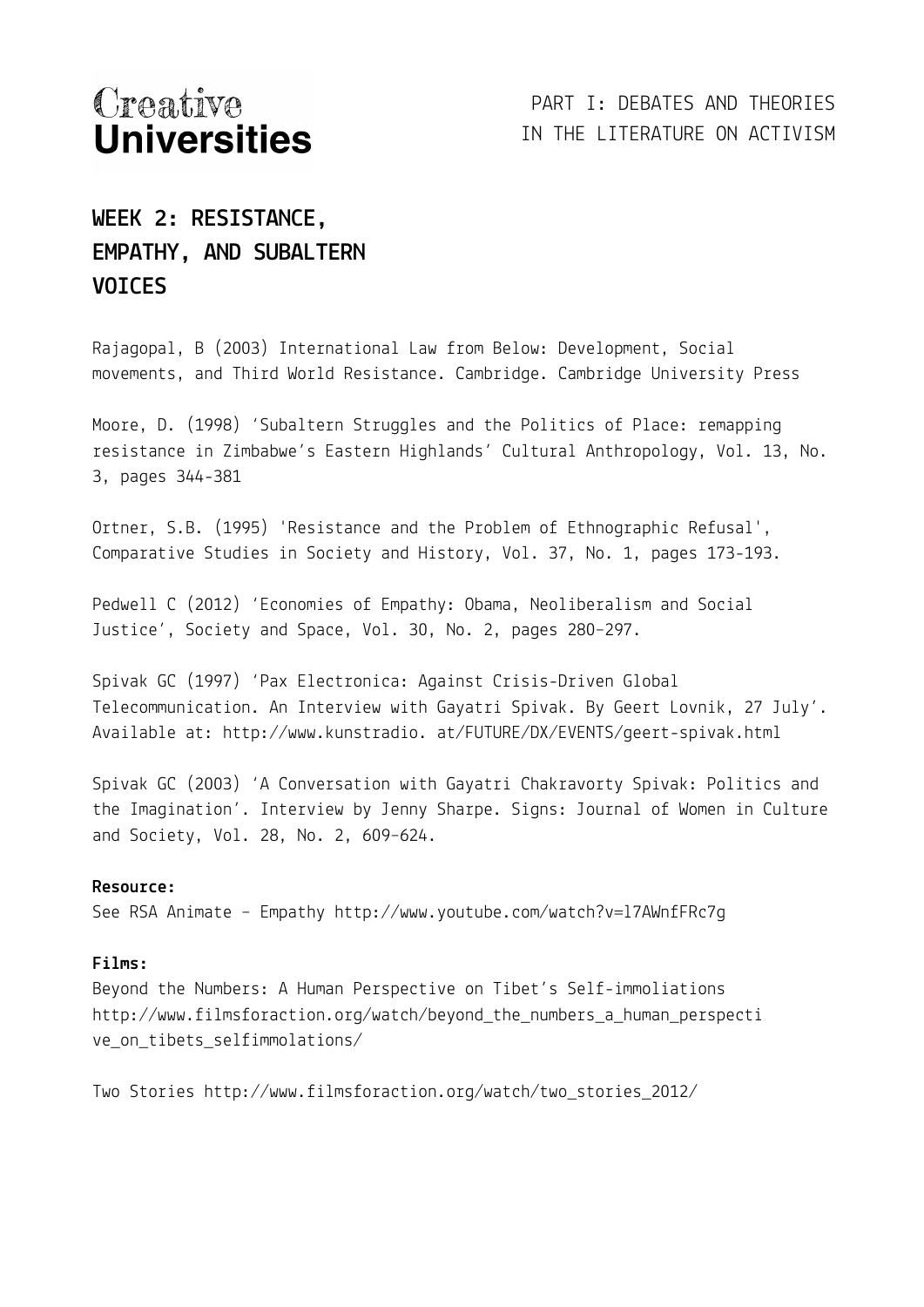# WEEK 2: RESISTANCE, EMPATHY, AND SUBALTERN VOICES

Rajagopal, B (2003) International Law from Below: Development, Social movements, and Third World Resistance. Cambridge. Cambridge University Press

Moore, D. (1998) 'Subaltern Struggles and the Politics of Place: remapping resistance in Zimbabwe's Eastern Highlands' Cultural Anthropology, Vol. 13, No. 3, pages 344-381

Ortner, S.B. (1995) 'Resistance and the Problem of Ethnographic Refusal', Comparative Studies in Society and History, Vol. 37, No. 1, pages 173-193.

Pedwell C (2012) 'Economies of Empathy: Obama, Neoliberalism and Social Justice', Society and Space, Vol. 30, No. 2, pages 280–297.

Spivak GC (1997) 'Pax Electronica: Against Crisis-Driven Global Telecommunication. An Interview with Gayatri Spivak. By Geert Lovnik, 27 July'. Available at: http://www.kunstradio. at/FUTURE/DX/EVENTS/geert-spivak.html

Spivak GC (2003) 'A Conversation with Gayatri Chakravorty Spivak: Politics and the Imagination'. Interview by Jenny Sharpe. Signs: Journal of Women in Culture and Society, Vol. 28, No. 2, 609–624.

**Resource:**

See RSA Animate – Empathy http://www.youtube.com/watch?v=l7AWnfFRc7g

**Films:**

Beyond the Numbers: A Human Perspective on Tibet's Self-immoliations http://www.filmsforaction.org/watch/beyond_the_numbers_a_human_perspective_on_tibets_selfimmolations/

Two Stories http://www.filmsforaction.org/watch/two_stories_2012/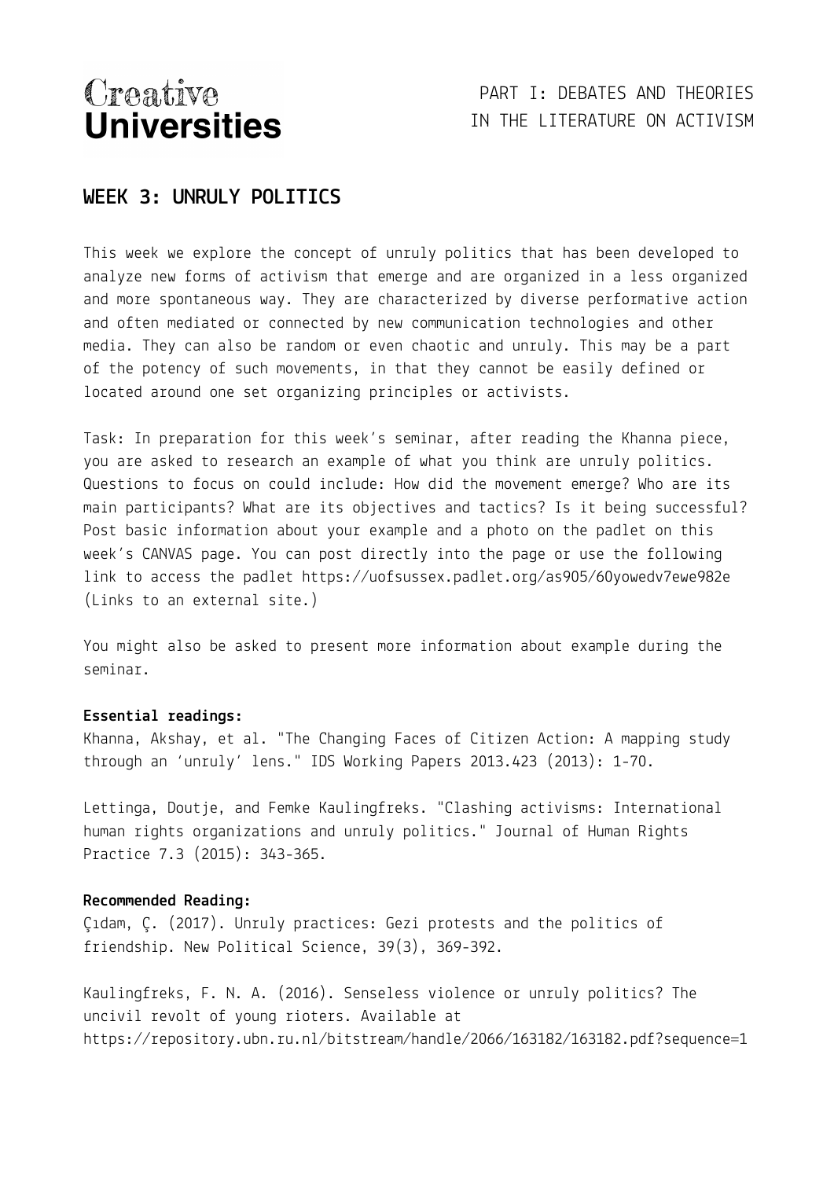## WEEK 3: UNRULY POLITICS

This week we explore the concept of unruly politics that has been developed to analyze new forms of activism that emerge and are organized in a less organized and more spontaneous way. They are characterized by diverse performative action and often mediated or connected by new communication technologies and other media. They can also be random or even chaotic and unruly. This may be a part of the potency of such movements, in that they cannot be easily defined or located around one set organizing principles or activists.

Task: In preparation for this week's seminar, after reading the Khanna piece, you are asked to research an example of what you think are unruly politics. Questions to focus on could include: How did the movement emerge? Who are its main participants? What are its objectives and tactics? Is it being successful? Post basic information about your example and a photo on the padlet on this week's CANVAS page. You can post directly into the page or use the following link to access the padlet https://uofsussex.padlet.org/as905/60yowedv7ewe982e (Links to an external site.)

You might also be asked to present more information about example during the seminar.

**Essential readings:**

Khanna, Akshay, et al. "The Changing Faces of Citizen Action: A mapping study through an 'unruly' lens." IDS Working Papers 2013.423 (2013): 1-70.

Lettinga, Doutje, and Femke Kaulingfreks. "Clashing activisms: International human rights organizations and unruly politics." Journal of Human Rights Practice 7.3 (2015): 343-365.

**Recommended Reading:**

Çıdam, Ç. (2017). Unruly practices: Gezi protests and the politics of friendship. New Political Science, 39(3), 369-392.

Kaulingfreks, F. N. A. (2016). Senseless violence or unruly politics? The uncivil revolt of young rioters. Available at https://repository.ubn.ru.nl/bitstream/handle/2066/163182/163182.pdf?sequence=1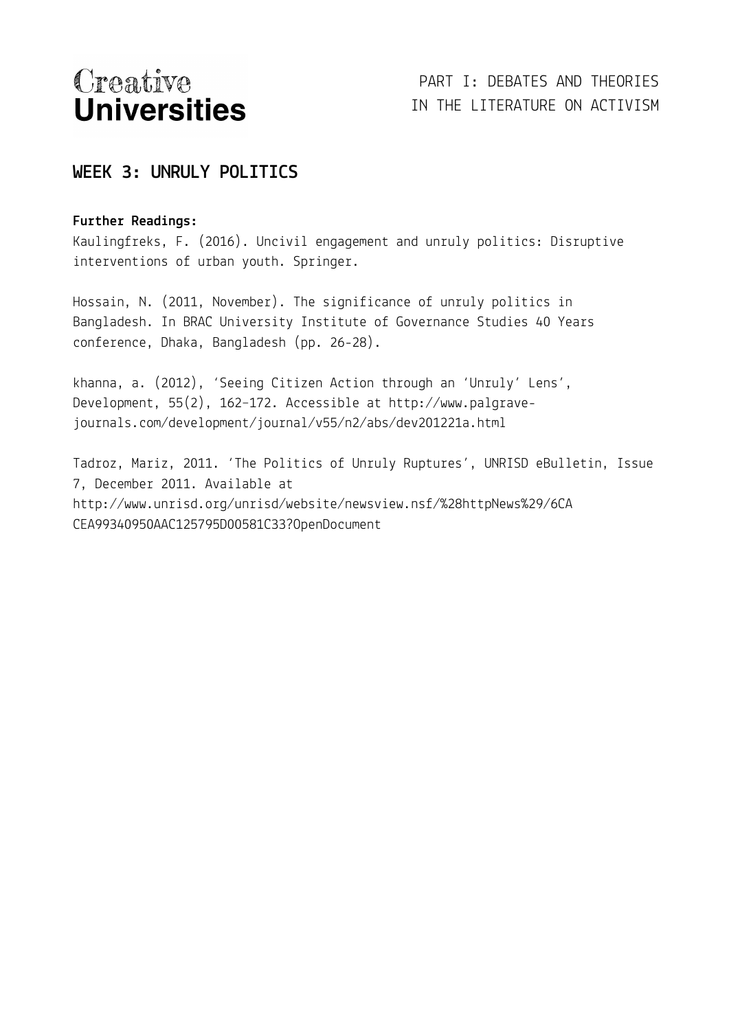## WEEK 3: UNRULY POLITICS

**Further Readings:**

Kaulingfreks, F. (2016). Uncivil engagement and unruly politics: Disruptive interventions of urban youth. Springer.

Hossain, N. (2011, November). The significance of unruly politics in Bangladesh. In BRAC University Institute of Governance Studies 40 Years conference, Dhaka, Bangladesh (pp. 26-28).

khanna, a. (2012), 'Seeing Citizen Action through an 'Unruly' Lens', Development, 55(2), 162–172. Accessible at http://www.palgrave-journals.com/development/journal/v55/n2/abs/dev201221a.html

Tadroz, Mariz, 2011. 'The Politics of Unruly Ruptures', UNRISD eBulletin, Issue 7, December 2011. Available at http://www.unrisd.org/unrisd/website/newsview.nsf/%28httpNews%29/6CACEA99340950AAC125795D00581C33?OpenDocument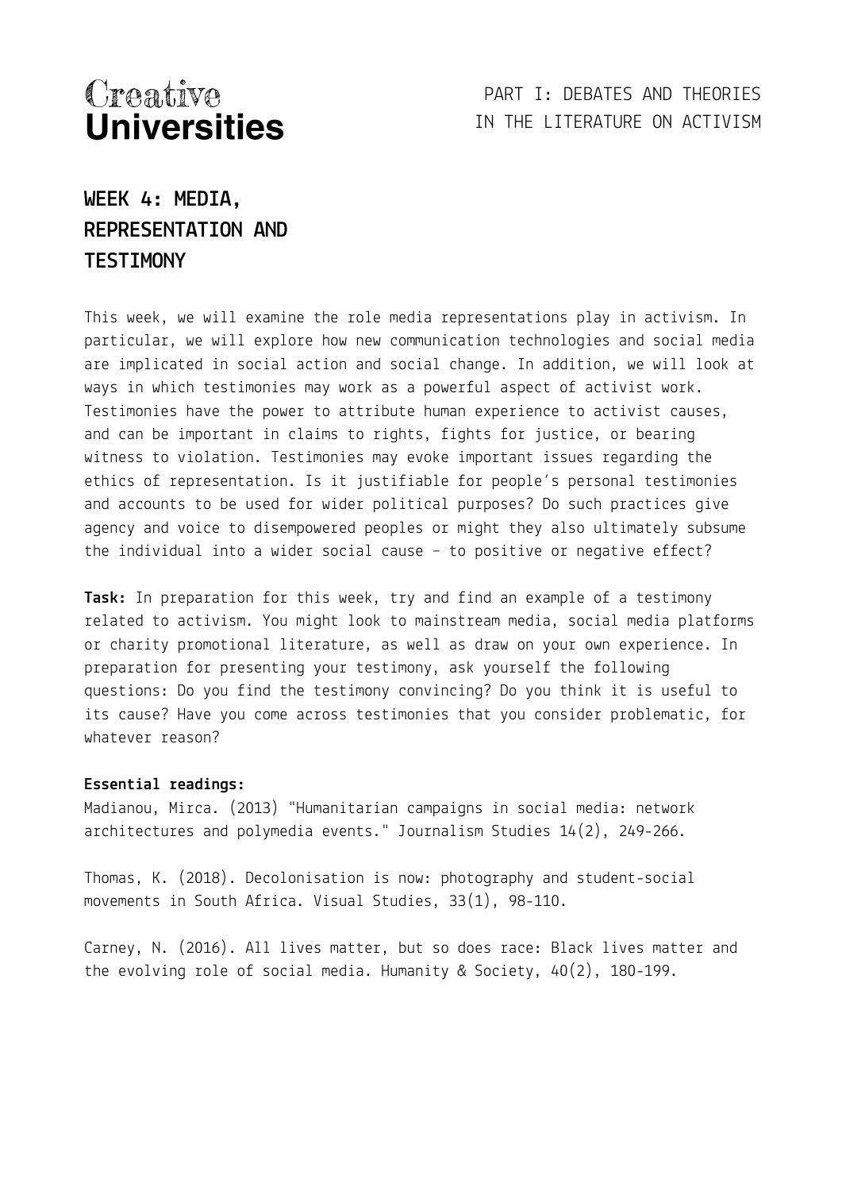# WEEK 4: MEDIA, REPRESENTATION AND TESTIMONY

This week, we will examine the role media representations play in activism. In particular, we will explore how new communication technologies and social media are implicated in social action and social change. In addition, we will look at ways in which testimonies may work as a powerful aspect of activist work. Testimonies have the power to attribute human experience to activist causes, and can be important in claims to rights, fights for justice, or bearing witness to violation. Testimonies may evoke important issues regarding the ethics of representation. Is it justifiable for people's personal testimonies and accounts to be used for wider political purposes? Do such practices give agency and voice to disempowered peoples or might they also ultimately subsume the individual into a wider social cause – to positive or negative effect?

**Task:** In preparation for this week, try and find an example of a testimony related to activism. You might look to mainstream media, social media platforms or charity promotional literature, as well as draw on your own experience. In preparation for presenting your testimony, ask yourself the following questions: Do you find the testimony convincing? Do you think it is useful to its cause? Have you come across testimonies that you consider problematic, for whatever reason?

**Essential readings:**

Madianou, Mirca. (2013) "Humanitarian campaigns in social media: network architectures and polymedia events." Journalism Studies 14(2), 249-266.

Thomas, K. (2018). Decolonisation is now: photography and student-social movements in South Africa. Visual Studies, 33(1), 98-110.

Carney, N. (2016). All lives matter, but so does race: Black lives matter and the evolving role of social media. Humanity & Society, 40(2), 180-199.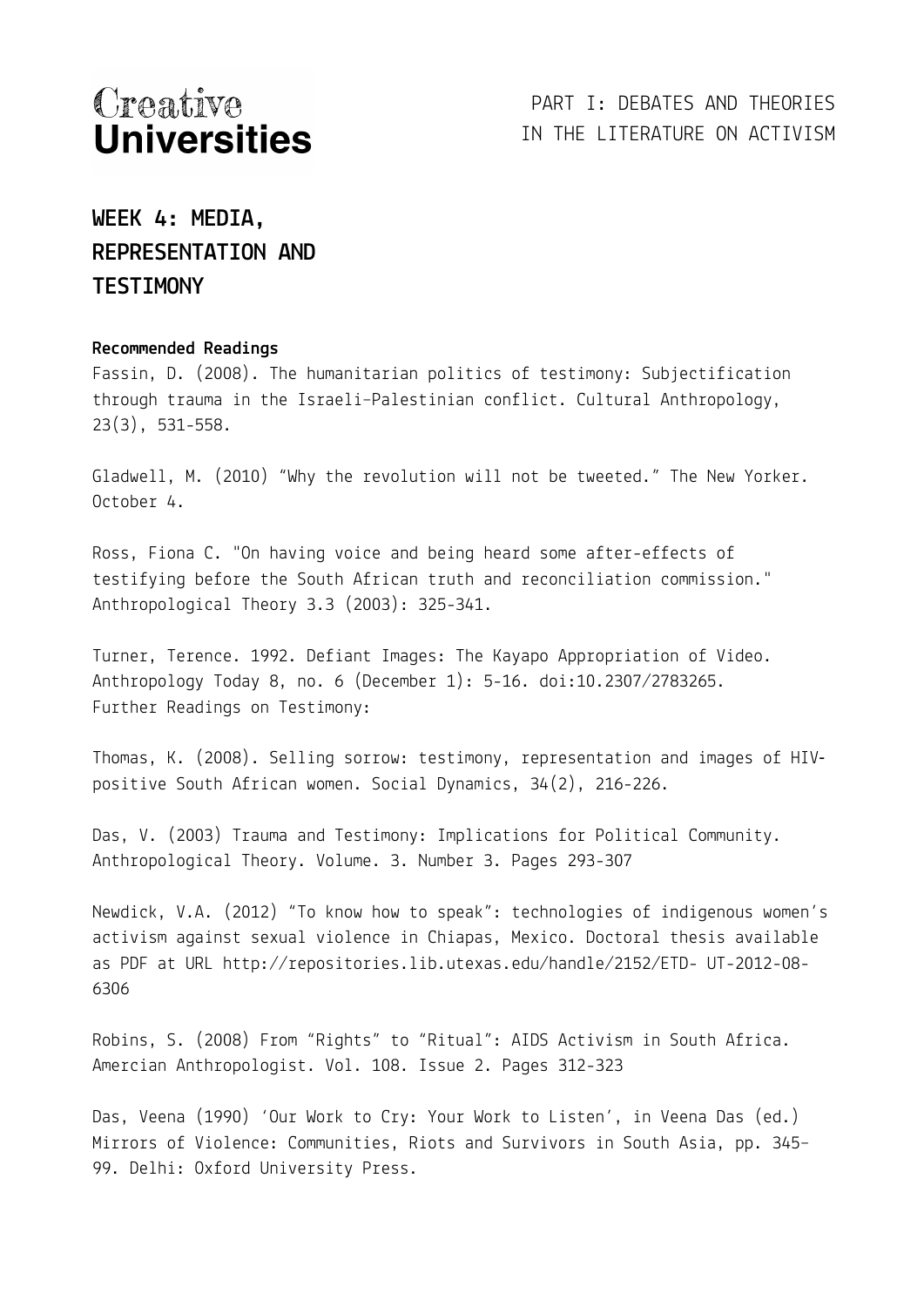# WEEK 4: MEDIA, REPRESENTATION AND TESTIMONY

**Recommended Readings**

Fassin, D. (2008). The humanitarian politics of testimony: Subjectification through trauma in the Israeli-Palestinian conflict. Cultural Anthropology, 23(3), 531-558.

Gladwell, M. (2010) "Why the revolution will not be tweeted." The New Yorker. October 4.

Ross, Fiona C. "On having voice and being heard some after-effects of testifying before the South African truth and reconciliation commission." Anthropological Theory 3.3 (2003): 325-341.

Turner, Terence. 1992. Defiant Images: The Kayapo Appropriation of Video. Anthropology Today 8, no. 6 (December 1): 5-16. doi:10.2307/2783265.
Further Readings on Testimony:

Thomas, K. (2008). Selling sorrow: testimony, representation and images of HIV-positive South African women. Social Dynamics, 34(2), 216-226.

Das, V. (2003) Trauma and Testimony: Implications for Political Community. Anthropological Theory. Volume. 3. Number 3. Pages 293-307

Newdick, V.A. (2012) "To know how to speak": technologies of indigenous women's activism against sexual violence in Chiapas, Mexico. Doctoral thesis available as PDF at URL http://repositories.lib.utexas.edu/handle/2152/ETD- UT-2012-08-6306

Robins, S. (2008) From "Rights" to "Ritual": AIDS Activism in South Africa. Amercian Anthropologist. Vol. 108. Issue 2. Pages 312-323

Das, Veena (1990) 'Our Work to Cry: Your Work to Listen', in Veena Das (ed.) Mirrors of Violence: Communities, Riots and Survivors in South Asia, pp. 345–99. Delhi: Oxford University Press.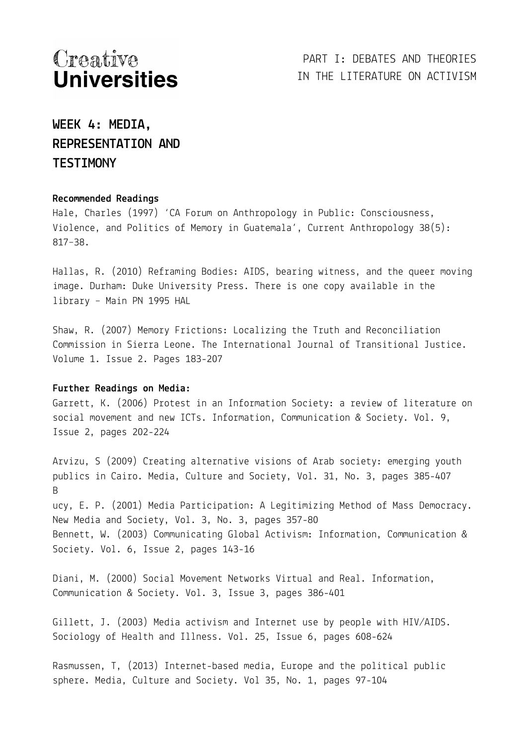# WEEK 4: MEDIA, REPRESENTATION AND TESTIMONY

**Recommended Readings**

Hale, Charles (1997) 'CA Forum on Anthropology in Public: Consciousness, Violence, and Politics of Memory in Guatemala', Current Anthropology 38(5): 817–38.

Hallas, R. (2010) Reframing Bodies: AIDS, bearing witness, and the queer moving image. Durham: Duke University Press. There is one copy available in the library – Main PN 1995 HAL

Shaw, R. (2007) Memory Frictions: Localizing the Truth and Reconciliation Commission in Sierra Leone. The International Journal of Transitional Justice. Volume 1. Issue 2. Pages 183-207

**Further Readings on Media:**

Garrett, K. (2006) Protest in an Information Society: a review of literature on social movement and new ICTs. Information, Communication & Society. Vol. 9, Issue 2, pages 202-224

Arvizu, S (2009) Creating alternative visions of Arab society: emerging youth publics in Cairo. Media, Culture and Society, Vol. 31, No. 3, pages 385-407

Bucy, E. P. (2001) Media Participation: A Legitimizing Method of Mass Democracy. New Media and Society, Vol. 3, No. 3, pages 357-80

Bennett, W. (2003) Communicating Global Activism: Information, Communication & Society. Vol. 6, Issue 2, pages 143-16

Diani, M. (2000) Social Movement Networks Virtual and Real. Information, Communication & Society. Vol. 3, Issue 3, pages 386-401

Gillett, J. (2003) Media activism and Internet use by people with HIV/AIDS. Sociology of Health and Illness. Vol. 25, Issue 6, pages 608-624

Rasmussen, T, (2013) Internet-based media, Europe and the political public sphere. Media, Culture and Society. Vol 35, No. 1, pages 97-104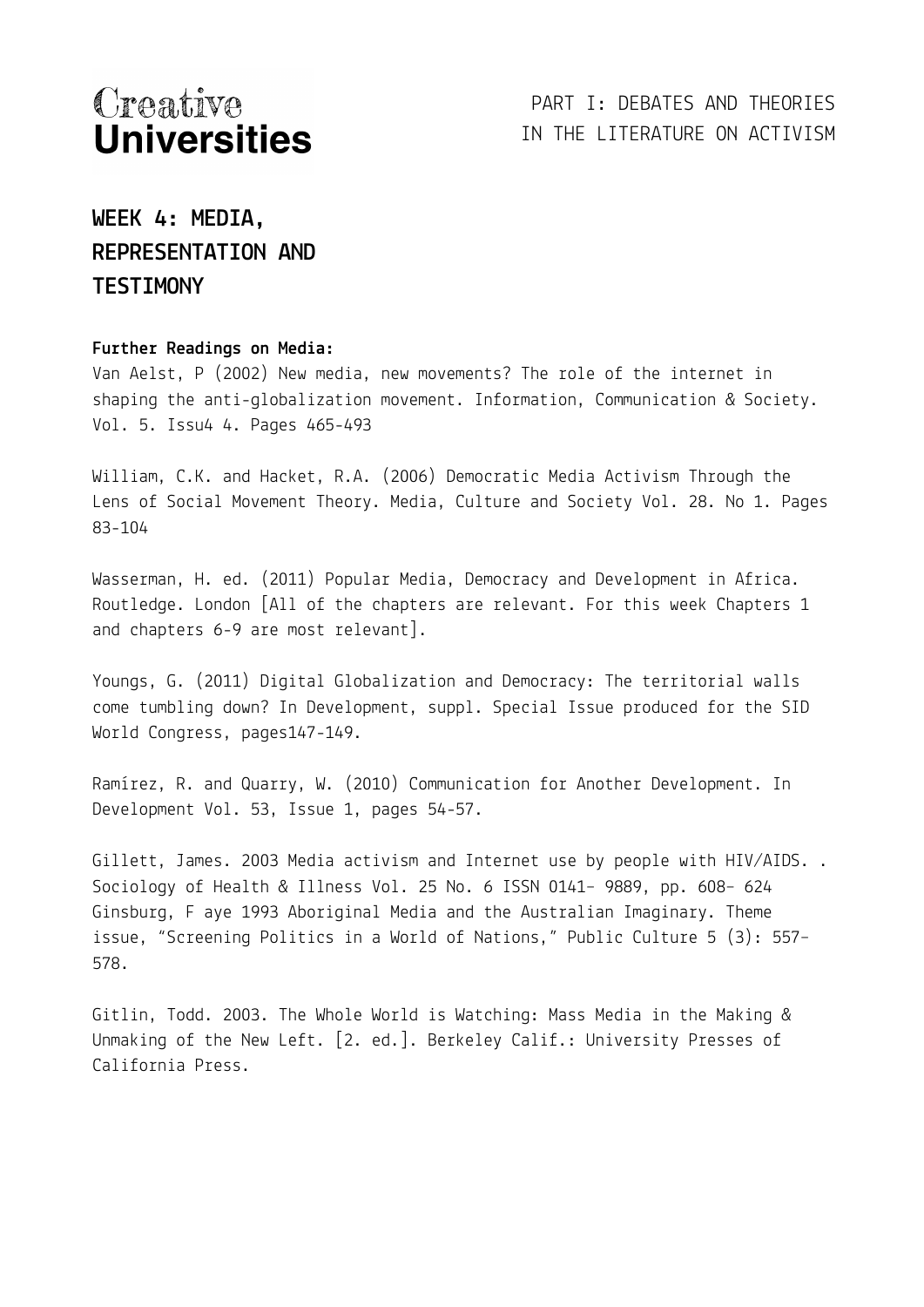# WEEK 4: MEDIA, REPRESENTATION AND TESTIMONY

**Further Readings on Media:**

Van Aelst, P (2002) New media, new movements? The role of the internet in shaping the anti-globalization movement. Information, Communication & Society. Vol. 5. Issu4 4. Pages 465-493

William, C.K. and Hacket, R.A. (2006) Democratic Media Activism Through the Lens of Social Movement Theory. Media, Culture and Society Vol. 28. No 1. Pages 83-104

Wasserman, H. ed. (2011) Popular Media, Democracy and Development in Africa. Routledge. London [All of the chapters are relevant. For this week Chapters 1 and chapters 6-9 are most relevant].

Youngs, G. (2011) Digital Globalization and Democracy: The territorial walls come tumbling down? In Development, suppl. Special Issue produced for the SID World Congress, pages147-149.

Ramírez, R. and Quarry, W. (2010) Communication for Another Development. In Development Vol. 53, Issue 1, pages 54-57.

Gillett, James. 2003 Media activism and Internet use by people with HIV/AIDS. . Sociology of Health & Illness Vol. 25 No. 6 ISSN 0141– 9889, pp. 608– 624
Ginsburg, F aye 1993 Aboriginal Media and the Australian Imaginary. Theme issue, "Screening Politics in a World of Nations," Public Culture 5 (3): 557-578.

Gitlin, Todd. 2003. The Whole World is Watching: Mass Media in the Making & Unmaking of the New Left. [2. ed.]. Berkeley Calif.: University Presses of California Press.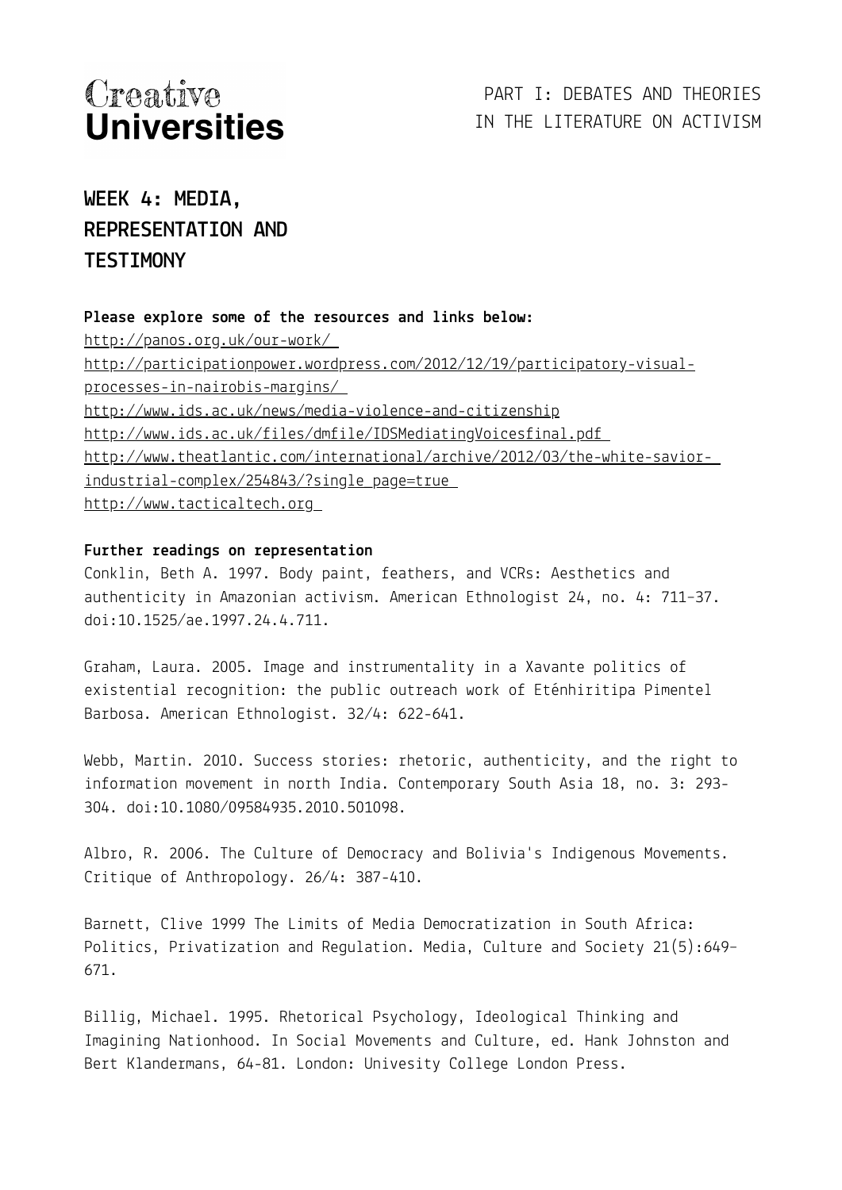# WEEK 4: MEDIA, REPRESENTATION AND TESTIMONY

**Please explore some of the resources and links below:**

http://panos.org.uk/our-work/
http://participationpower.wordpress.com/2012/12/19/participatory-visual-processes-in-nairobis-margins/
http://www.ids.ac.uk/news/media-violence-and-citizenship
http://www.ids.ac.uk/files/dmfile/IDSMediatingVoicesfinal.pdf
http://www.theatlantic.com/international/archive/2012/03/the-white-savior-industrial-complex/254843/?single_page=true
http://www.tacticaltech.org

**Further readings on representation**

Conklin, Beth A. 1997. Body paint, feathers, and VCRs: Aesthetics and authenticity in Amazonian activism. American Ethnologist 24, no. 4: 711–37. doi:10.1525/ae.1997.24.4.711.

Graham, Laura. 2005. Image and instrumentality in a Xavante politics of existential recognition: the public outreach work of Eténhiritipa Pimentel Barbosa. American Ethnologist. 32/4: 622-641.

Webb, Martin. 2010. Success stories: rhetoric, authenticity, and the right to information movement in north India. Contemporary South Asia 18, no. 3: 293-304. doi:10.1080/09584935.2010.501098.

Albro, R. 2006. The Culture of Democracy and Bolivia's Indigenous Movements. Critique of Anthropology. 26/4: 387-410.

Barnett, Clive 1999 The Limits of Media Democratization in South Africa: Politics, Privatization and Regulation. Media, Culture and Society 21(5):649–671.

Billig, Michael. 1995. Rhetorical Psychology, Ideological Thinking and Imagining Nationhood. In Social Movements and Culture, ed. Hank Johnston and Bert Klandermans, 64-81. London: Univesity College London Press.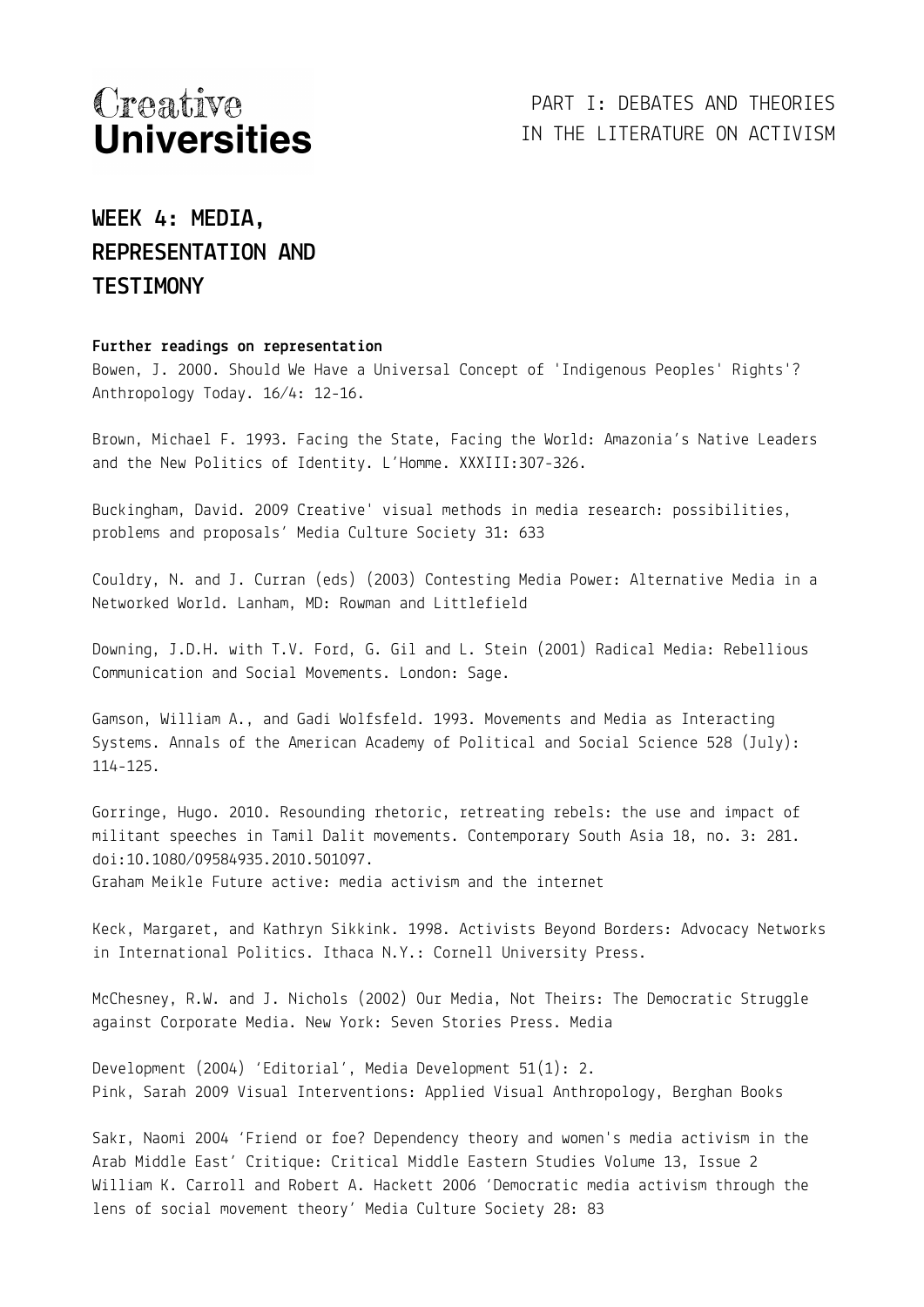# WEEK 4: MEDIA, REPRESENTATION AND TESTIMONY

**Further readings on representation**

Bowen, J. 2000. Should We Have a Universal Concept of 'Indigenous Peoples' Rights'? Anthropology Today. 16/4: 12-16.

Brown, Michael F. 1993. Facing the State, Facing the World: Amazonia's Native Leaders and the New Politics of Identity. L'Homme. XXXIII:307-326.

Buckingham, David. 2009 Creative' visual methods in media research: possibilities, problems and proposals' Media Culture Society 31: 633

Couldry, N. and J. Curran (eds) (2003) Contesting Media Power: Alternative Media in a Networked World. Lanham, MD: Rowman and Littlefield

Downing, J.D.H. with T.V. Ford, G. Gil and L. Stein (2001) Radical Media: Rebellious Communication and Social Movements. London: Sage.

Gamson, William A., and Gadi Wolfsfeld. 1993. Movements and Media as Interacting Systems. Annals of the American Academy of Political and Social Science 528 (July): 114-125.

Gorringe, Hugo. 2010. Resounding rhetoric, retreating rebels: the use and impact of militant speeches in Tamil Dalit movements. Contemporary South Asia 18, no. 3: 281. doi:10.1080/09584935.2010.501097.
Graham Meikle Future active: media activism and the internet

Keck, Margaret, and Kathryn Sikkink. 1998. Activists Beyond Borders: Advocacy Networks in International Politics. Ithaca N.Y.: Cornell University Press.

McChesney, R.W. and J. Nichols (2002) Our Media, Not Theirs: The Democratic Struggle against Corporate Media. New York: Seven Stories Press. Media

Development (2004) 'Editorial', Media Development 51(1): 2.
Pink, Sarah 2009 Visual Interventions: Applied Visual Anthropology, Berghan Books

Sakr, Naomi 2004 'Friend or foe? Dependency theory and women's media activism in the Arab Middle East' Critique: Critical Middle Eastern Studies Volume 13, Issue 2
William K. Carroll and Robert A. Hackett 2006 'Democratic media activism through the lens of social movement theory' Media Culture Society 28: 83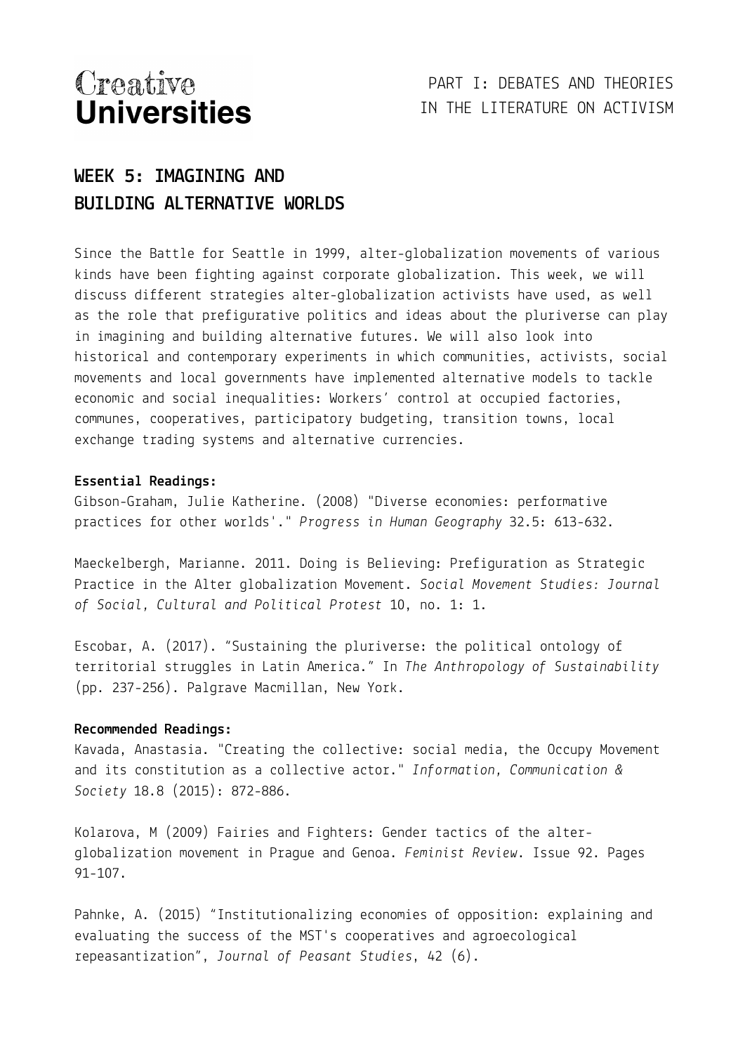Creative **Universities**

PART I: DEBATES AND THEORIES IN THE LITERATURE ON ACTIVISM

## WEEK 5: IMAGINING AND BUILDING ALTERNATIVE WORLDS

Since the Battle for Seattle in 1999, alter-globalization movements of various kinds have been fighting against corporate globalization. This week, we will discuss different strategies alter-globalization activists have used, as well as the role that prefigurative politics and ideas about the pluriverse can play in imagining and building alternative futures. We will also look into historical and contemporary experiments in which communities, activists, social movements and local governments have implemented alternative models to tackle economic and social inequalities: Workers' control at occupied factories, communes, cooperatives, participatory budgeting, transition towns, local exchange trading systems and alternative currencies.

**Essential Readings:**

Gibson-Graham, Julie Katherine. (2008) "Diverse economies: performative practices for other worlds'." *Progress in Human Geography* 32.5: 613-632.

Maeckelbergh, Marianne. 2011. Doing is Believing: Prefiguration as Strategic Practice in the Alter globalization Movement. *Social Movement Studies: Journal of Social, Cultural and Political Protest* 10, no. 1: 1.

Escobar, A. (2017). "Sustaining the pluriverse: the political ontology of territorial struggles in Latin America." In *The Anthropology of Sustainability* (pp. 237-256). Palgrave Macmillan, New York.

**Recommended Readings:**

Kavada, Anastasia. "Creating the collective: social media, the Occupy Movement and its constitution as a collective actor." *Information, Communication & Society* 18.8 (2015): 872-886.

Kolarova, M (2009) Fairies and Fighters: Gender tactics of the alter-globalization movement in Prague and Genoa. *Feminist Review*. Issue 92. Pages 91-107.

Pahnke, A. (2015) "Institutionalizing economies of opposition: explaining and evaluating the success of the MST's cooperatives and agroecological repeasantization", *Journal of Peasant Studies*, 42 (6).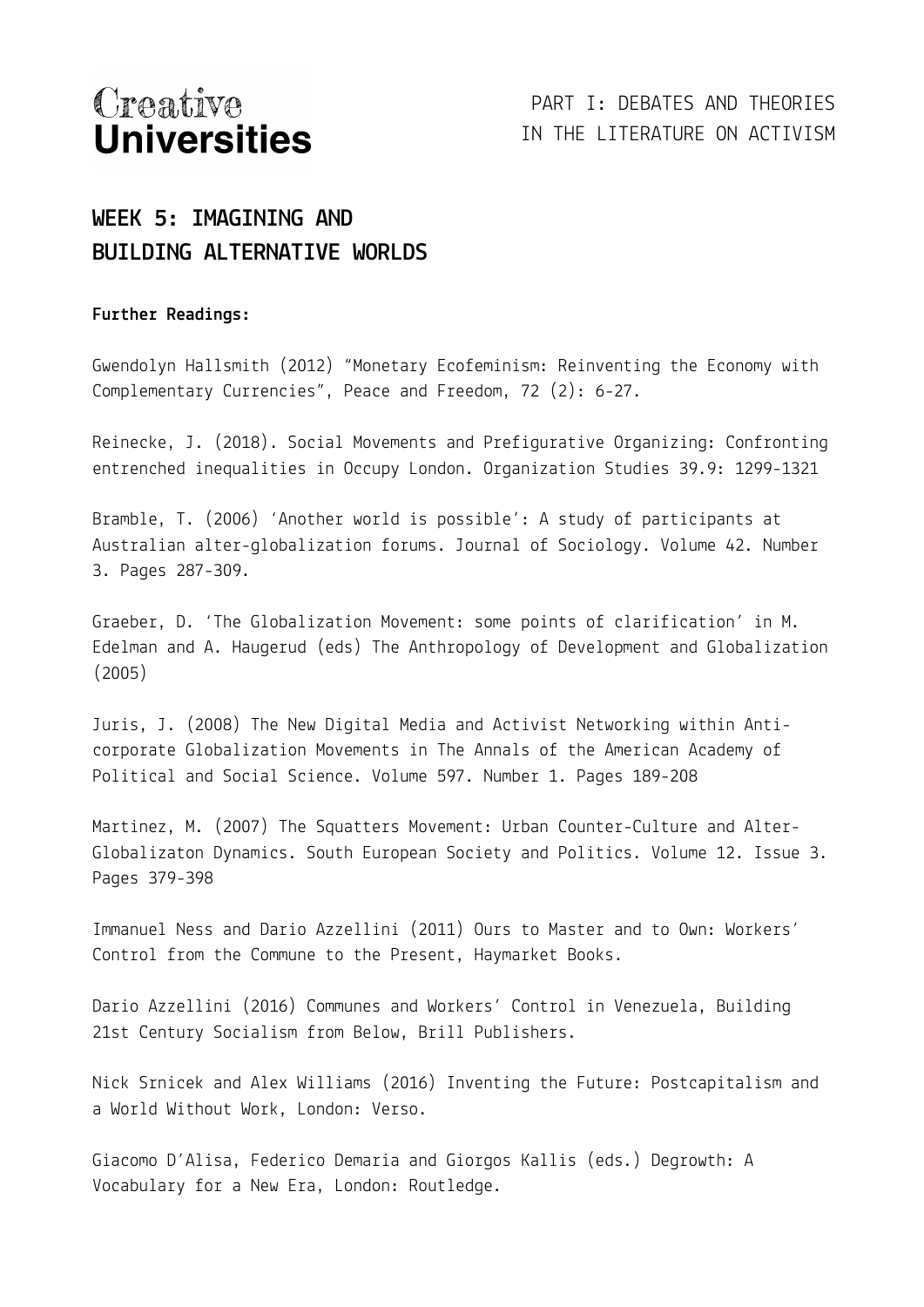## WEEK 5: IMAGINING AND BUILDING ALTERNATIVE WORLDS

**Further Readings:**

Gwendolyn Hallsmith (2012) "Monetary Ecofeminism: Reinventing the Economy with Complementary Currencies", Peace and Freedom, 72 (2): 6-27.

Reinecke, J. (2018). Social Movements and Prefigurative Organizing: Confronting entrenched inequalities in Occupy London. Organization Studies 39.9: 1299-1321

Bramble, T. (2006) 'Another world is possible': A study of participants at Australian alter-globalization forums. Journal of Sociology. Volume 42. Number 3. Pages 287-309.

Graeber, D. 'The Globalization Movement: some points of clarification' in M. Edelman and A. Haugerud (eds) The Anthropology of Development and Globalization (2005)

Juris, J. (2008) The New Digital Media and Activist Networking within Anti-corporate Globalization Movements in The Annals of the American Academy of Political and Social Science. Volume 597. Number 1. Pages 189-208

Martinez, M. (2007) The Squatters Movement: Urban Counter-Culture and Alter-Globalizaton Dynamics. South European Society and Politics. Volume 12. Issue 3. Pages 379-398

Immanuel Ness and Dario Azzellini (2011) Ours to Master and to Own: Workers' Control from the Commune to the Present, Haymarket Books.

Dario Azzellini (2016) Communes and Workers' Control in Venezuela, Building 21st Century Socialism from Below, Brill Publishers.

Nick Srnicek and Alex Williams (2016) Inventing the Future: Postcapitalism and a World Without Work, London: Verso.

Giacomo D'Alisa, Federico Demaria and Giorgos Kallis (eds.) Degrowth: A Vocabulary for a New Era, London: Routledge.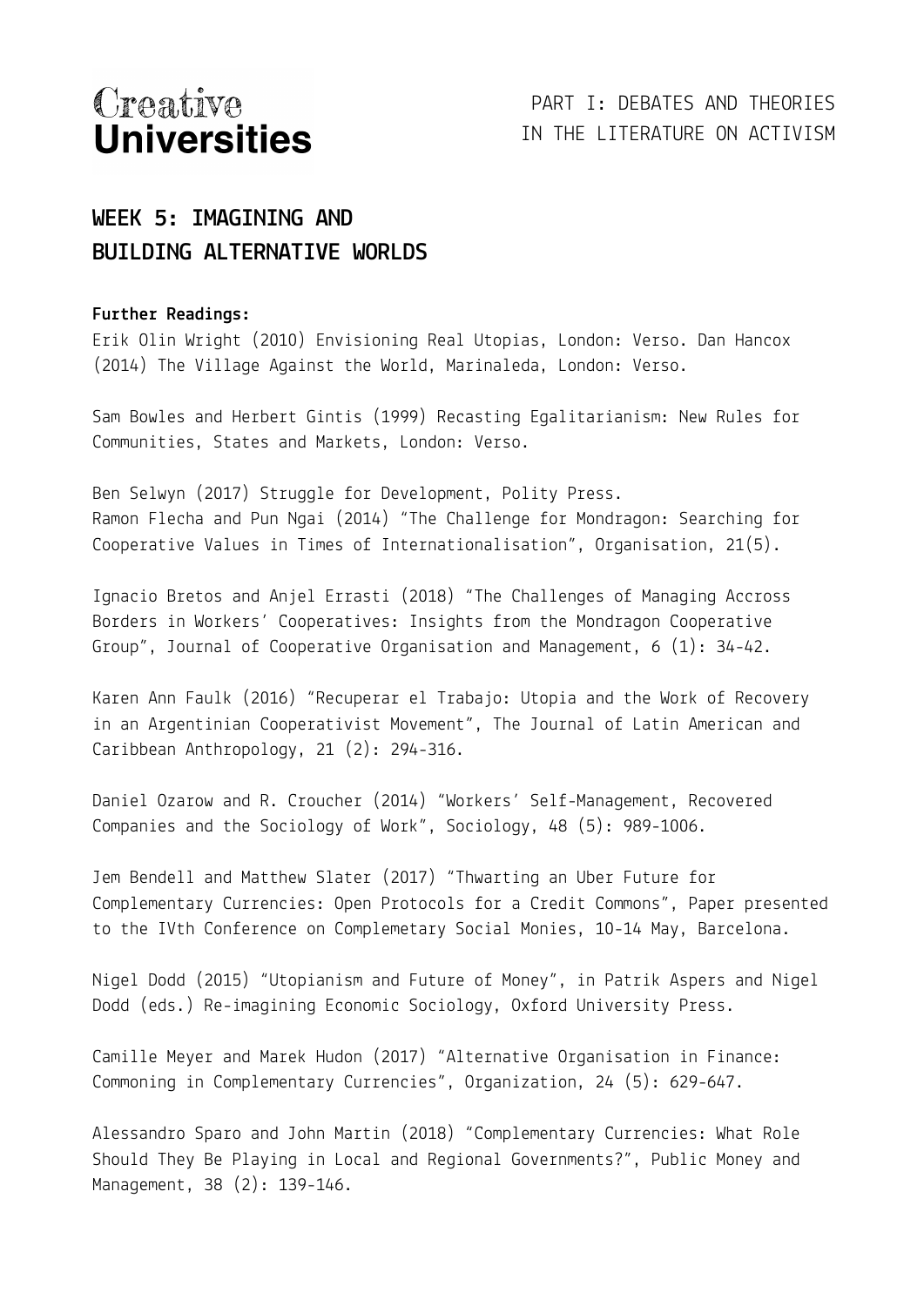## WEEK 5: IMAGINING AND BUILDING ALTERNATIVE WORLDS

**Further Readings:**

Erik Olin Wright (2010) Envisioning Real Utopias, London: Verso. Dan Hancox (2014) The Village Against the World, Marinaleda, London: Verso.

Sam Bowles and Herbert Gintis (1999) Recasting Egalitarianism: New Rules for Communities, States and Markets, London: Verso.

Ben Selwyn (2017) Struggle for Development, Polity Press.
Ramon Flecha and Pun Ngai (2014) "The Challenge for Mondragon: Searching for Cooperative Values in Times of Internationalisation", Organisation, 21(5).

Ignacio Bretos and Anjel Errasti (2018) "The Challenges of Managing Accross Borders in Workers' Cooperatives: Insights from the Mondragon Cooperative Group", Journal of Cooperative Organisation and Management, 6 (1): 34-42.

Karen Ann Faulk (2016) "Recuperar el Trabajo: Utopia and the Work of Recovery in an Argentinian Cooperativist Movement", The Journal of Latin American and Caribbean Anthropology, 21 (2): 294-316.

Daniel Ozarow and R. Croucher (2014) "Workers' Self-Management, Recovered Companies and the Sociology of Work", Sociology, 48 (5): 989-1006.

Jem Bendell and Matthew Slater (2017) "Thwarting an Uber Future for Complementary Currencies: Open Protocols for a Credit Commons", Paper presented to the IVth Conference on Complemetary Social Monies, 10-14 May, Barcelona.

Nigel Dodd (2015) "Utopianism and Future of Money", in Patrik Aspers and Nigel Dodd (eds.) Re-imagining Economic Sociology, Oxford University Press.

Camille Meyer and Marek Hudon (2017) "Alternative Organisation in Finance: Commoning in Complementary Currencies", Organization, 24 (5): 629-647.

Alessandro Sparo and John Martin (2018) "Complementary Currencies: What Role Should They Be Playing in Local and Regional Governments?", Public Money and Management, 38 (2): 139-146.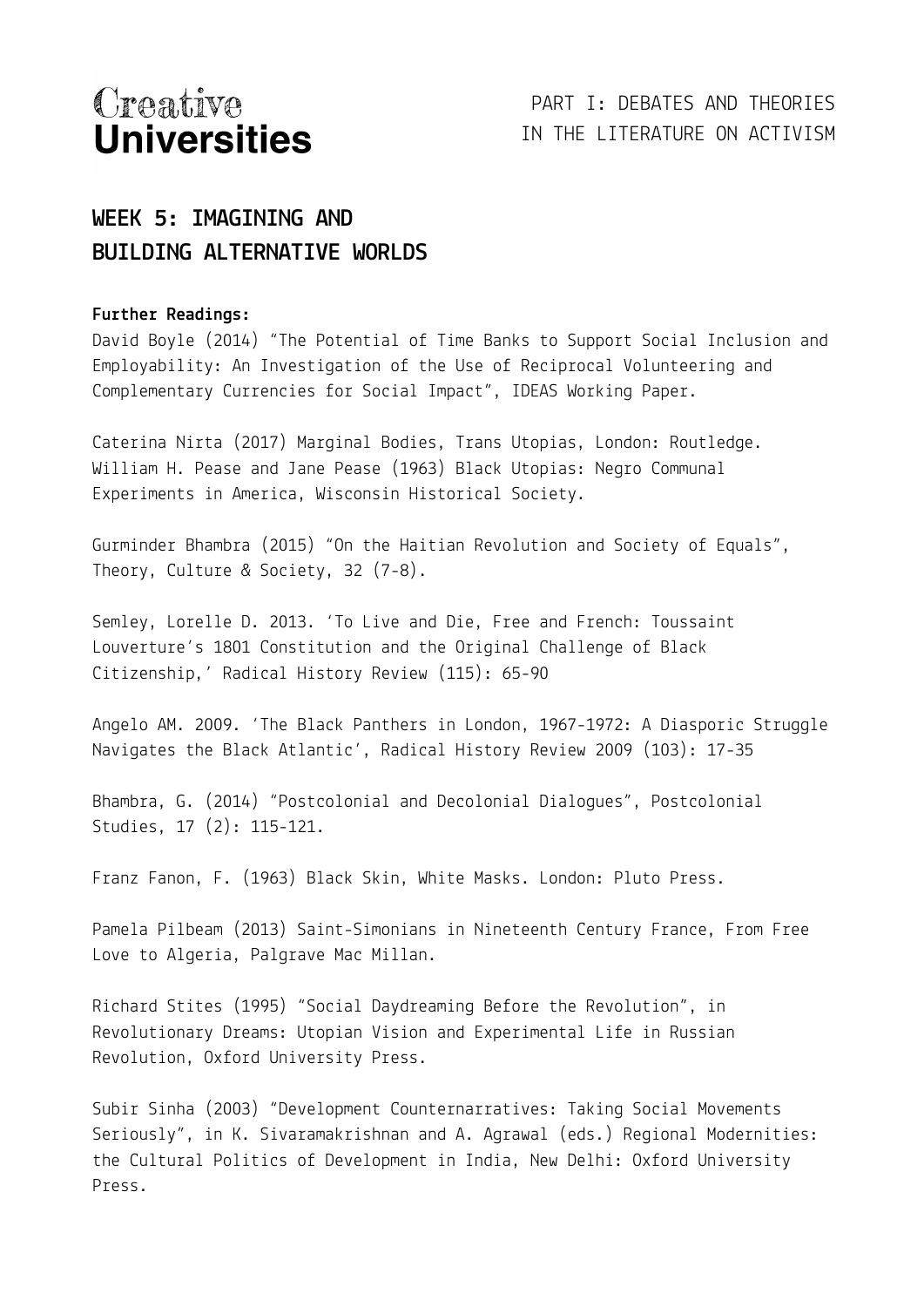## WEEK 5: IMAGINING AND BUILDING ALTERNATIVE WORLDS

**Further Readings:**

David Boyle (2014) "The Potential of Time Banks to Support Social Inclusion and Employability: An Investigation of the Use of Reciprocal Volunteering and Complementary Currencies for Social Impact", IDEAS Working Paper.

Caterina Nirta (2017) Marginal Bodies, Trans Utopias, London: Routledge.
William H. Pease and Jane Pease (1963) Black Utopias: Negro Communal Experiments in America, Wisconsin Historical Society.

Gurminder Bhambra (2015) "On the Haitian Revolution and Society of Equals", Theory, Culture & Society, 32 (7-8).

Semley, Lorelle D. 2013. 'To Live and Die, Free and French: Toussaint Louverture's 1801 Constitution and the Original Challenge of Black Citizenship,' Radical History Review (115): 65-90

Angelo AM. 2009. 'The Black Panthers in London, 1967-1972: A Diasporic Struggle Navigates the Black Atlantic', Radical History Review 2009 (103): 17-35

Bhambra, G. (2014) "Postcolonial and Decolonial Dialogues", Postcolonial Studies, 17 (2): 115-121.

Franz Fanon, F. (1963) Black Skin, White Masks. London: Pluto Press.

Pamela Pilbeam (2013) Saint-Simonians in Nineteenth Century France, From Free Love to Algeria, Palgrave Mac Millan.

Richard Stites (1995) "Social Daydreaming Before the Revolution", in Revolutionary Dreams: Utopian Vision and Experimental Life in Russian Revolution, Oxford University Press.

Subir Sinha (2003) "Development Counternarratives: Taking Social Movements Seriously", in K. Sivaramakrishnan and A. Agrawal (eds.) Regional Modernities: the Cultural Politics of Development in India, New Delhi: Oxford University Press.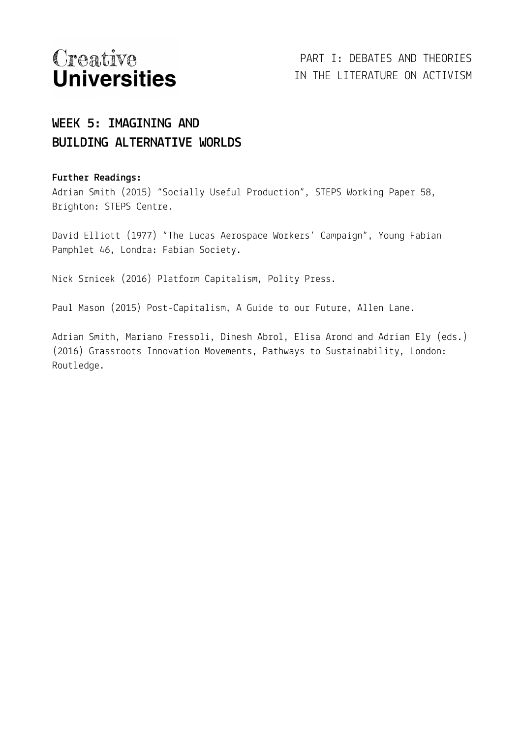# WEEK 5: IMAGINING AND BUILDING ALTERNATIVE WORLDS

**Further Readings:**

Adrian Smith (2015) "Socially Useful Production", STEPS Working Paper 58, Brighton: STEPS Centre.

David Elliott (1977) "The Lucas Aerospace Workers' Campaign", Young Fabian Pamphlet 46, Londra: Fabian Society.

Nick Srnicek (2016) Platform Capitalism, Polity Press.

Paul Mason (2015) Post-Capitalism, A Guide to our Future, Allen Lane.

Adrian Smith, Mariano Fressoli, Dinesh Abrol, Elisa Arond and Adrian Ely (eds.) (2016) Grassroots Innovation Movements, Pathways to Sustainability, London: Routledge.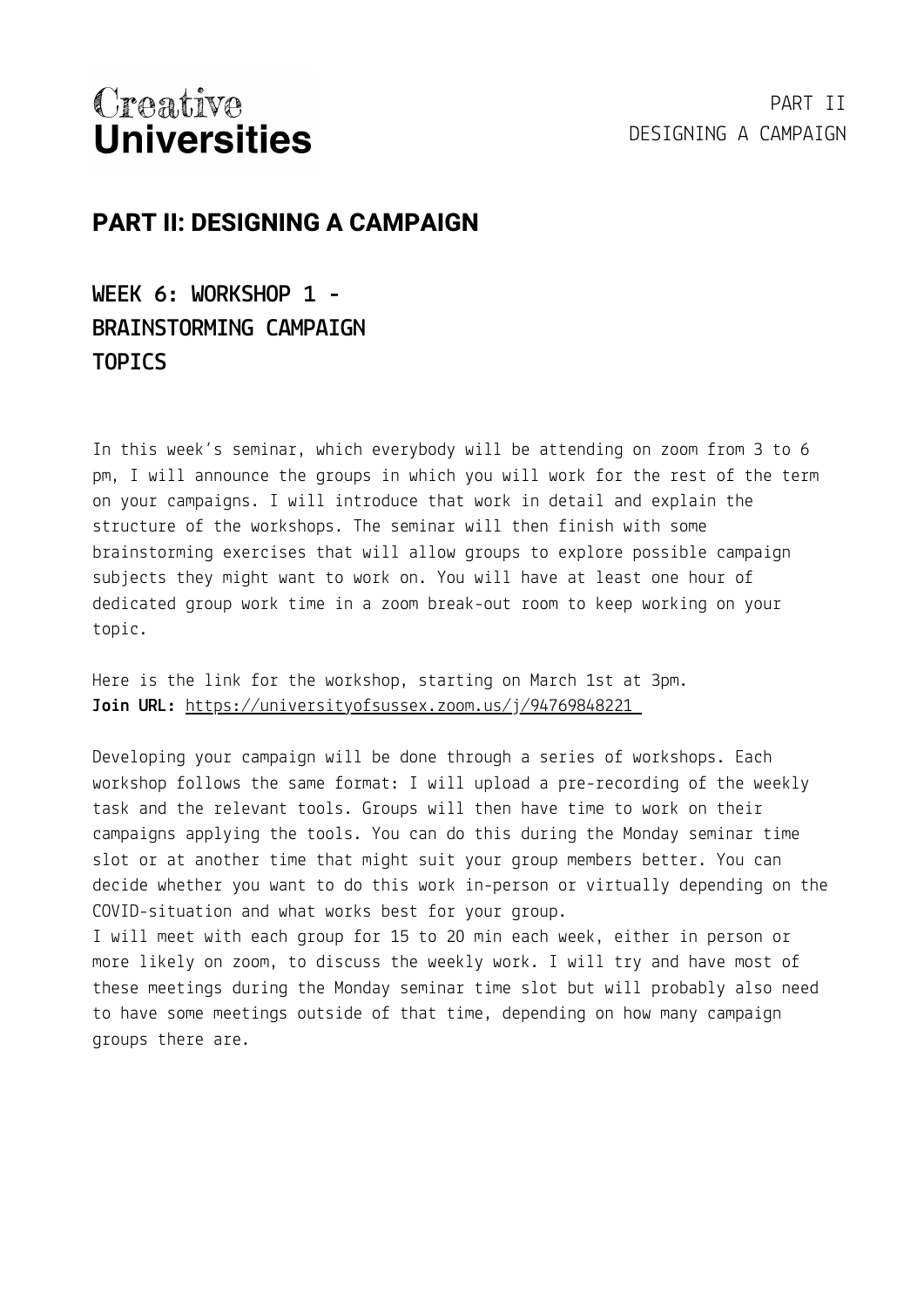## PART II: DESIGNING A CAMPAIGN

### WEEK 6: WORKSHOP 1 - BRAINSTORMING CAMPAIGN TOPICS

In this week's seminar, which everybody will be attending on zoom from 3 to 6 pm, I will announce the groups in which you will work for the rest of the term on your campaigns. I will introduce that work in detail and explain the structure of the workshops. The seminar will then finish with some brainstorming exercises that will allow groups to explore possible campaign subjects they might want to work on. You will have at least one hour of dedicated group work time in a zoom break-out room to keep working on your topic.

Here is the link for the workshop, starting on March 1st at 3pm.
**Join URL:** https://universityofsussex.zoom.us/j/94769848221

Developing your campaign will be done through a series of workshops. Each workshop follows the same format: I will upload a pre-recording of the weekly task and the relevant tools. Groups will then have time to work on their campaigns applying the tools. You can do this during the Monday seminar time slot or at another time that might suit your group members better. You can decide whether you want to do this work in-person or virtually depending on the COVID-situation and what works best for your group.
I will meet with each group for 15 to 20 min each week, either in person or more likely on zoom, to discuss the weekly work. I will try and have most of these meetings during the Monday seminar time slot but will probably also need to have some meetings outside of that time, depending on how many campaign groups there are.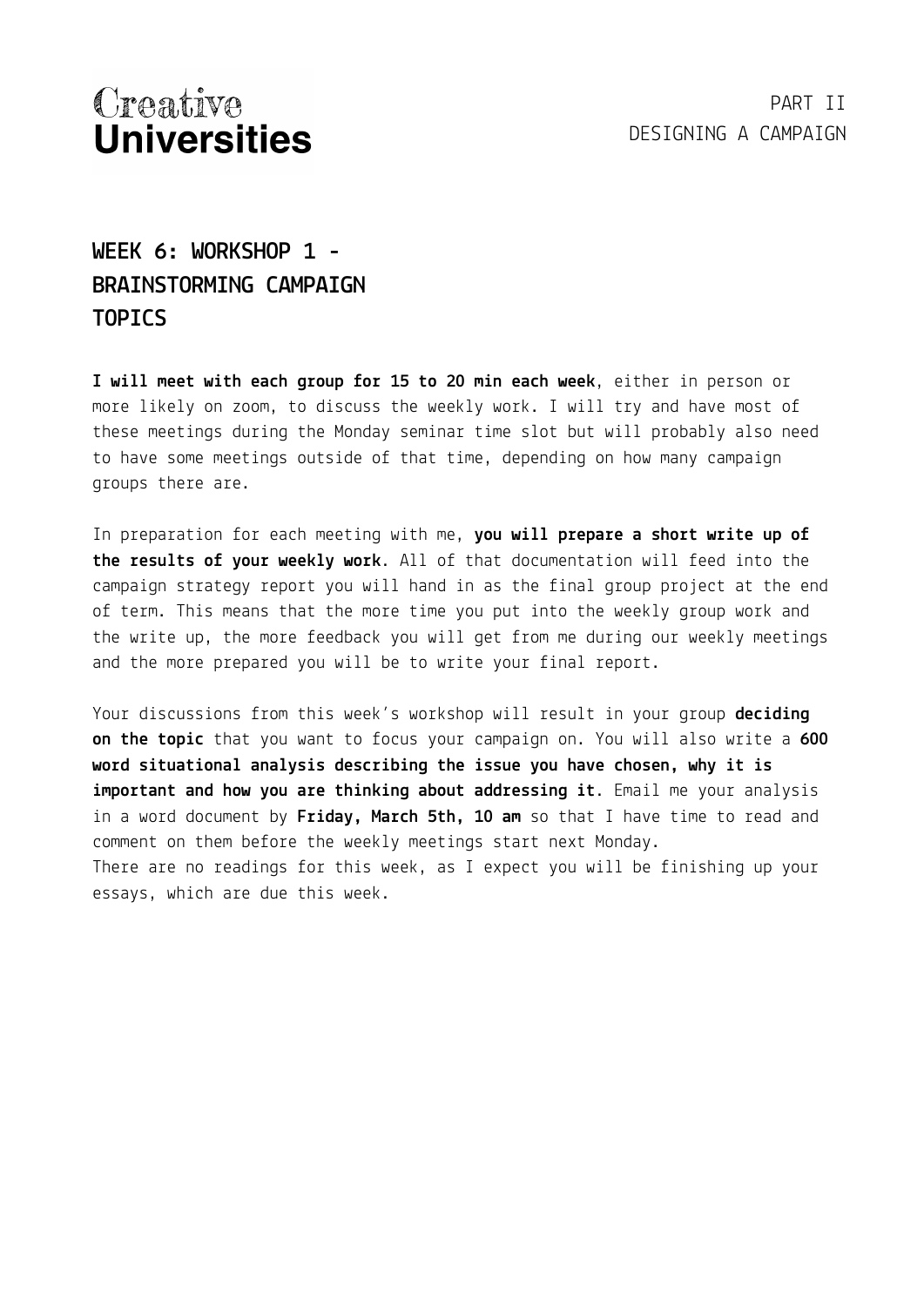## WEEK 6: WORKSHOP 1 - BRAINSTORMING CAMPAIGN TOPICS

**I will meet with each group for 15 to 20 min each week**, either in person or more likely on zoom, to discuss the weekly work. I will try and have most of these meetings during the Monday seminar time slot but will probably also need to have some meetings outside of that time, depending on how many campaign groups there are.

In preparation for each meeting with me, **you will prepare a short write up of the results of your weekly work**. All of that documentation will feed into the campaign strategy report you will hand in as the final group project at the end of term. This means that the more time you put into the weekly group work and the write up, the more feedback you will get from me during our weekly meetings and the more prepared you will be to write your final report.

Your discussions from this week's workshop will result in your group **deciding on the topic** that you want to focus your campaign on. You will also write a **600 word situational analysis describing the issue you have chosen, why it is important and how you are thinking about addressing it**. Email me your analysis in a word document by **Friday, March 5th, 10 am** so that I have time to read and comment on them before the weekly meetings start next Monday.
There are no readings for this week, as I expect you will be finishing up your essays, which are due this week.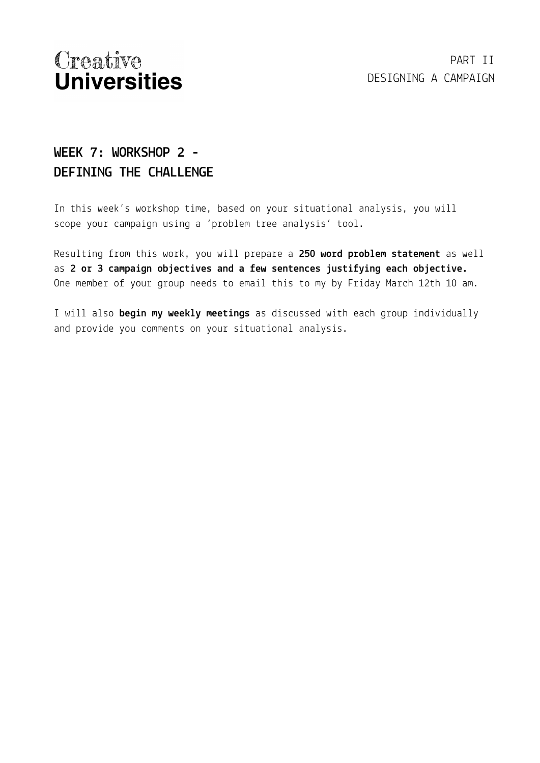# WEEK 7: WORKSHOP 2 - DEFINING THE CHALLENGE

In this week's workshop time, based on your situational analysis, you will scope your campaign using a 'problem tree analysis' tool.

Resulting from this work, you will prepare a **250 word problem statement** as well as **2 or 3 campaign objectives and a few sentences justifying each objective.** One member of your group needs to email this to my by Friday March 12th 10 am.

I will also **begin my weekly meetings** as discussed with each group individually and provide you comments on your situational analysis.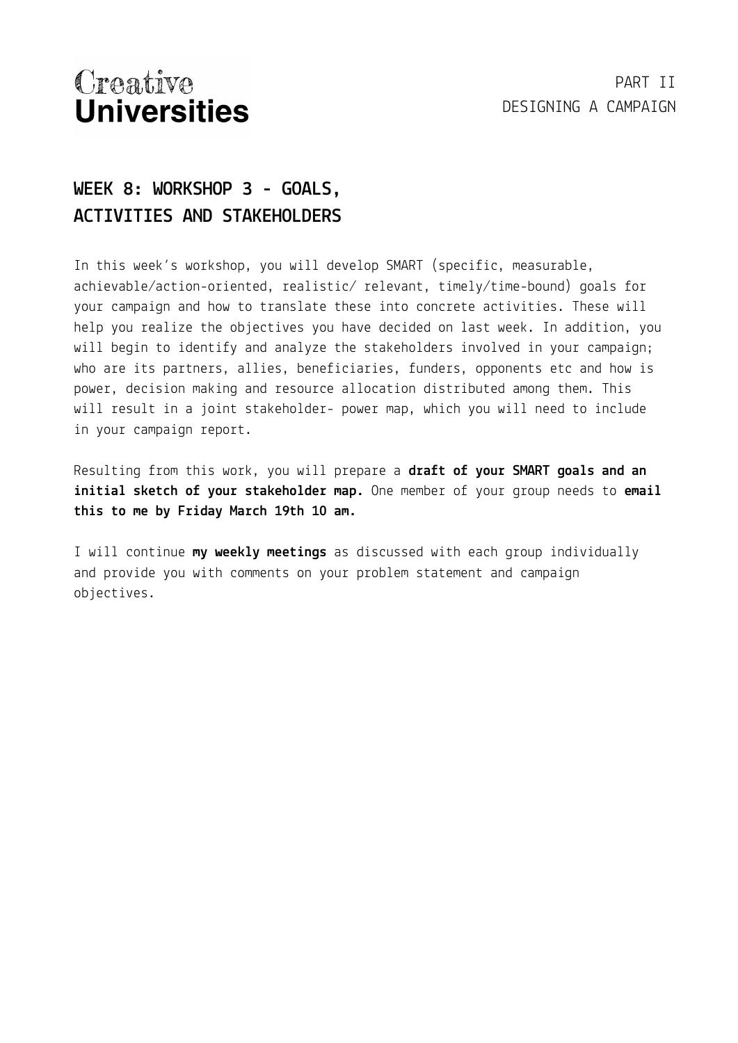## WEEK 8: WORKSHOP 3 - GOALS, ACTIVITIES AND STAKEHOLDERS

In this week's workshop, you will develop SMART (specific, measurable, achievable/action-oriented, realistic/ relevant, timely/time-bound) goals for your campaign and how to translate these into concrete activities. These will help you realize the objectives you have decided on last week. In addition, you will begin to identify and analyze the stakeholders involved in your campaign; who are its partners, allies, beneficiaries, funders, opponents etc and how is power, decision making and resource allocation distributed among them. This will result in a joint stakeholder- power map, which you will need to include in your campaign report.

Resulting from this work, you will prepare a **draft of your SMART goals and an initial sketch of your stakeholder map.** One member of your group needs to **email this to me by Friday March 19th 10 am.**

I will continue **my weekly meetings** as discussed with each group individually and provide you with comments on your problem statement and campaign objectives.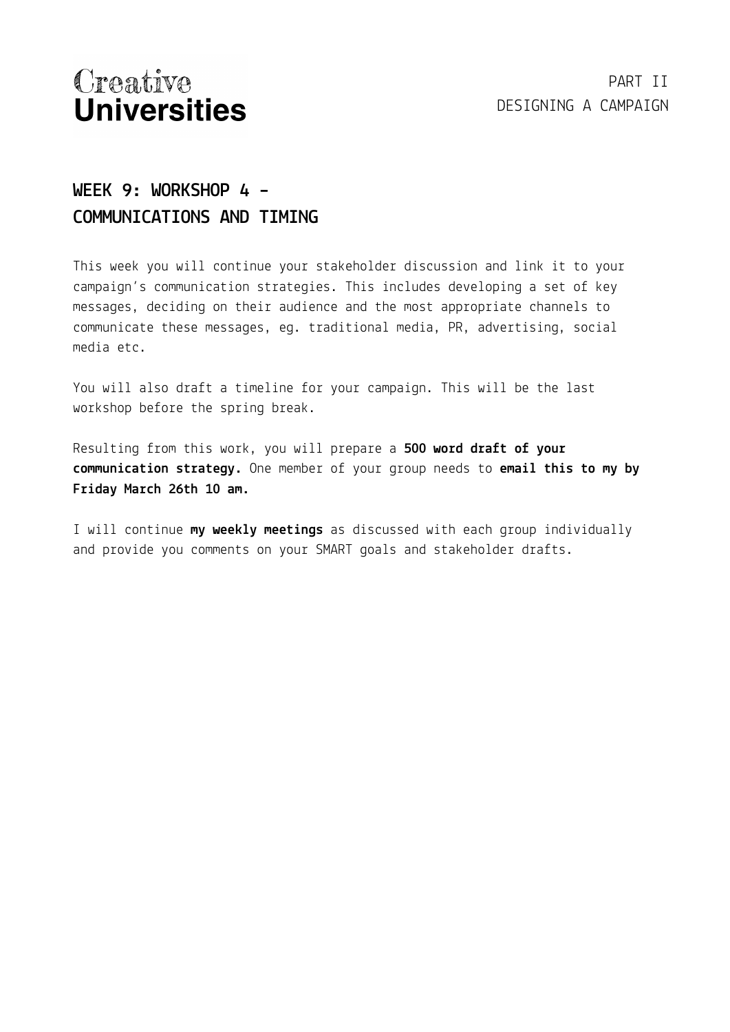# WEEK 9: WORKSHOP 4 - COMMUNICATIONS AND TIMING

This week you will continue your stakeholder discussion and link it to your campaign's communication strategies. This includes developing a set of key messages, deciding on their audience and the most appropriate channels to communicate these messages, eg. traditional media, PR, advertising, social media etc.

You will also draft a timeline for your campaign. This will be the last workshop before the spring break.

Resulting from this work, you will prepare a **500 word draft of your communication strategy**. One member of your group needs to **email this to my by Friday March 26th 10 am.**

I will continue **my weekly meetings** as discussed with each group individually and provide you comments on your SMART goals and stakeholder drafts.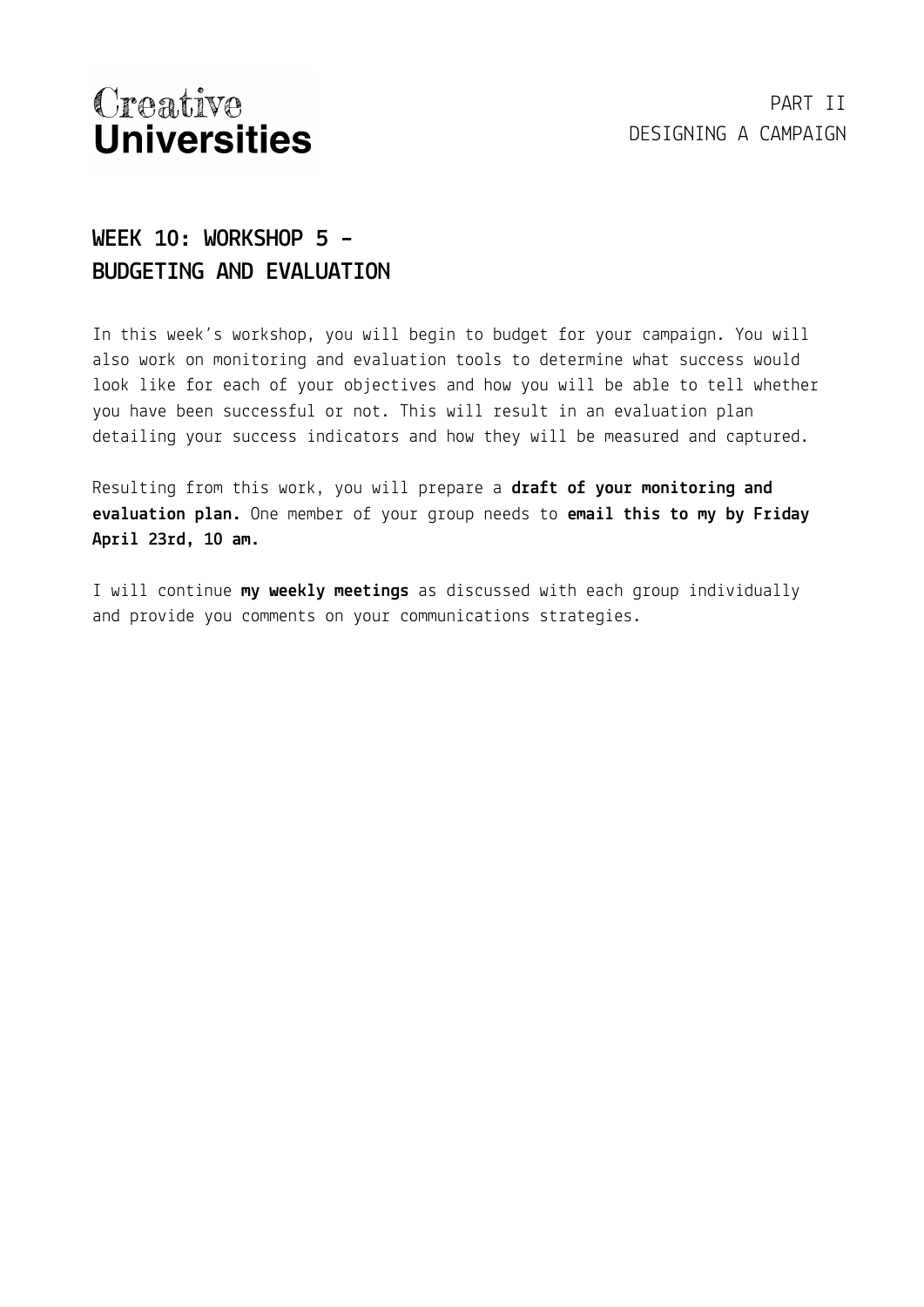## WEEK 10: WORKSHOP 5 - BUDGETING AND EVALUATION

In this week's workshop, you will begin to budget for your campaign. You will also work on monitoring and evaluation tools to determine what success would look like for each of your objectives and how you will be able to tell whether you have been successful or not. This will result in an evaluation plan detailing your success indicators and how they will be measured and captured.

Resulting from this work, you will prepare a **draft of your monitoring and evaluation plan.** One member of your group needs to **email this to my by Friday April 23rd, 10 am.**

I will continue **my weekly meetings** as discussed with each group individually and provide you comments on your communications strategies.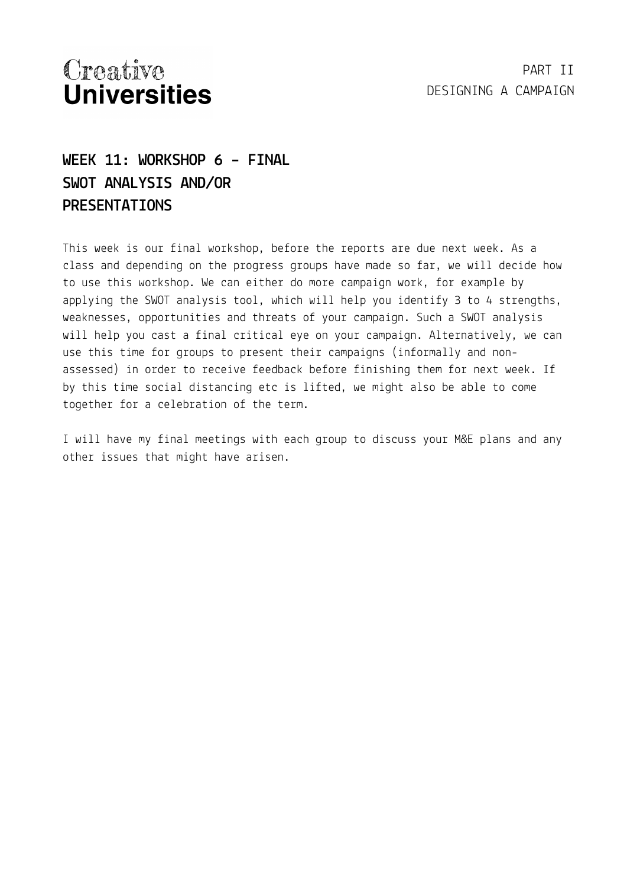## WEEK 11: WORKSHOP 6 - FINAL SWOT ANALYSIS AND/OR PRESENTATIONS

This week is our final workshop, before the reports are due next week. As a class and depending on the progress groups have made so far, we will decide how to use this workshop. We can either do more campaign work, for example by applying the SWOT analysis tool, which will help you identify 3 to 4 strengths, weaknesses, opportunities and threats of your campaign. Such a SWOT analysis will help you cast a final critical eye on your campaign. Alternatively, we can use this time for groups to present their campaigns (informally and non-assessed) in order to receive feedback before finishing them for next week. If by this time social distancing etc is lifted, we might also be able to come together for a celebration of the term.

I will have my final meetings with each group to discuss your M&E plans and any other issues that might have arisen.